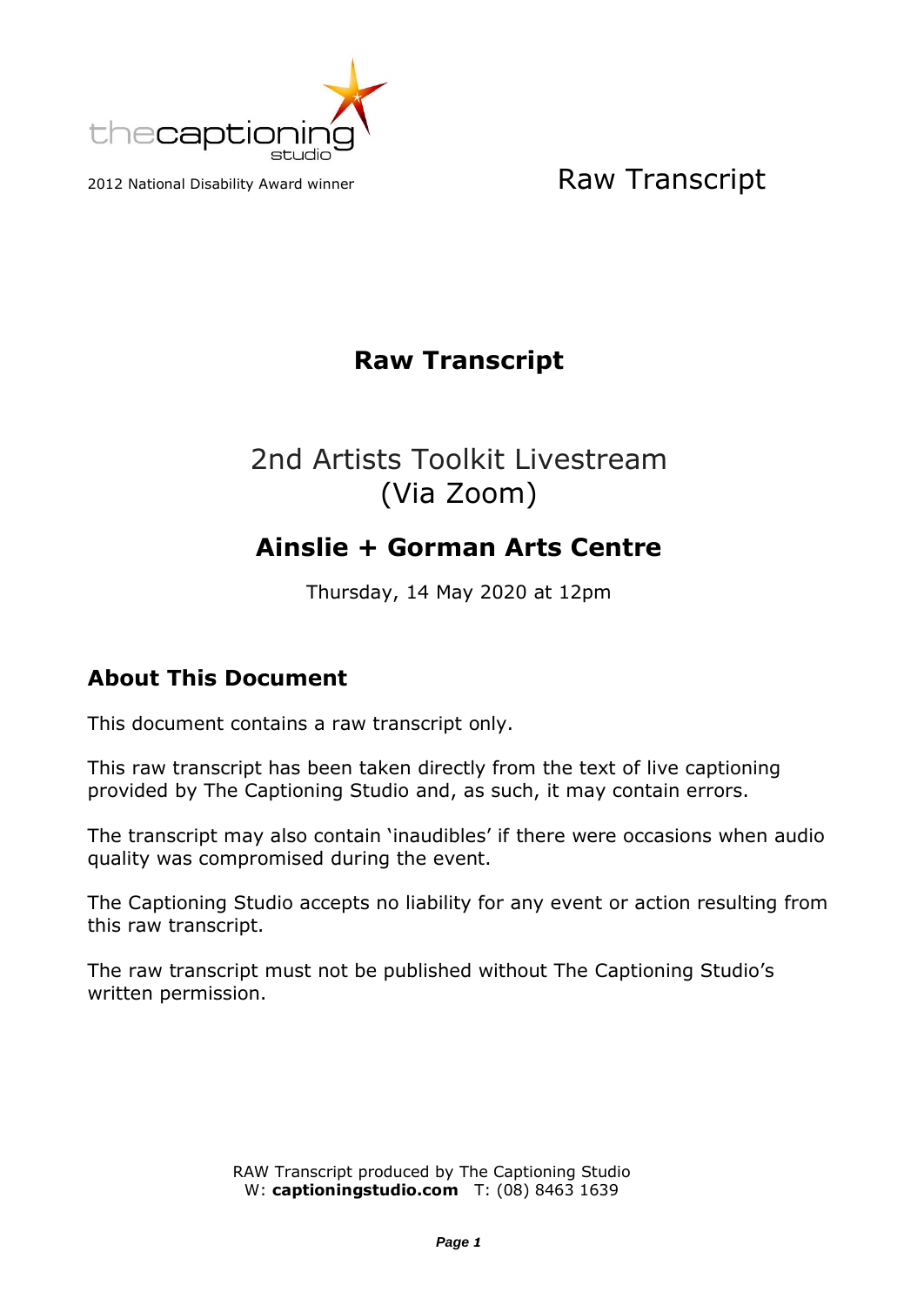thecaptioning studio

2012 National Disability Award winner

Raw Transcript

# Raw Transcript

## 2nd Artists Toolkit Livestream (Via Zoom)

## Ainslie + Gorman Arts Centre

Thursday, 14 May 2020 at 12pm

## About This Document

This document contains a raw transcript only.

This raw transcript has been taken directly from the text of live captioning provided by The Captioning Studio and, as such, it may contain errors.

The transcript may also contain 'inaudibles' if there were occasions when audio quality was compromised during the event.

The Captioning Studio accepts no liability for any event or action resulting from this raw transcript.

The raw transcript must not be published without The Captioning Studio's written permission.

RAW Transcript produced by The Captioning Studio
W: **captioningstudio.com** T: (08) 8463 1639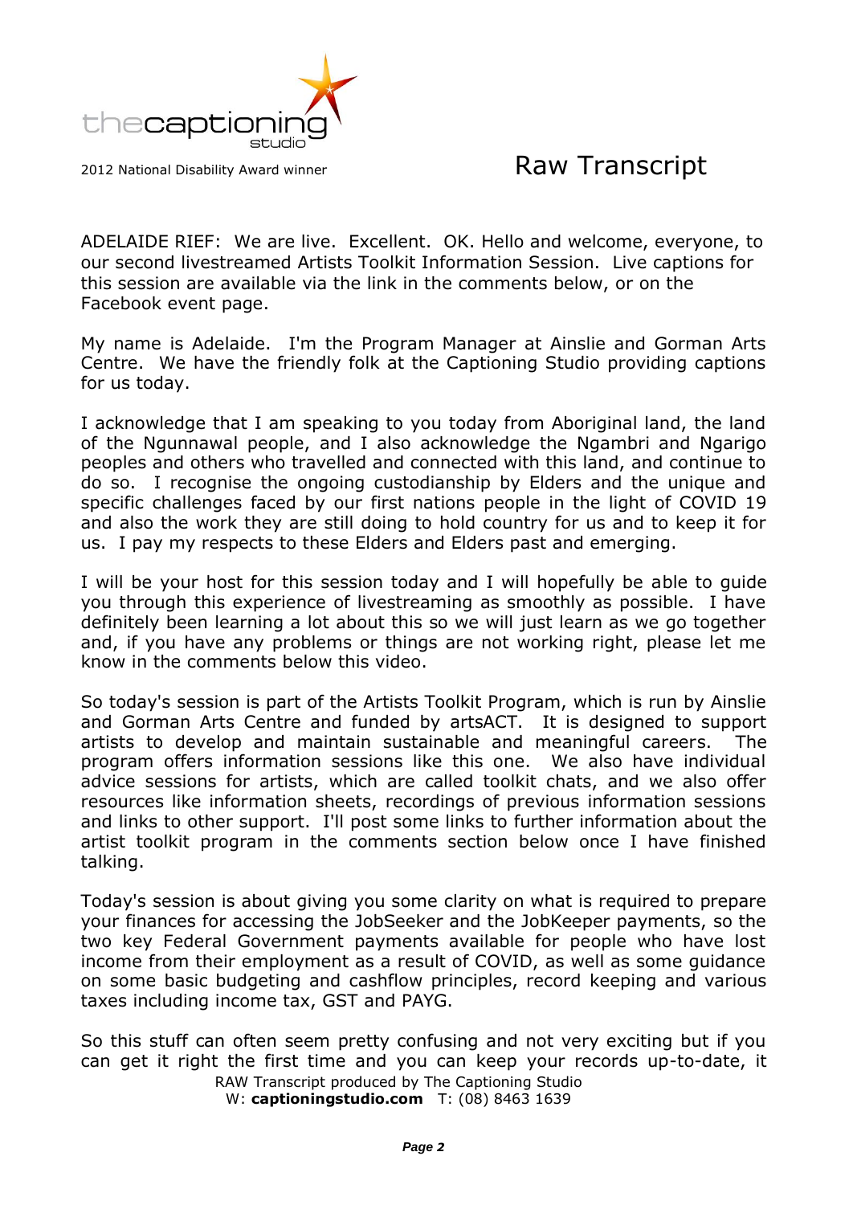ADELAIDE RIEF: We are live. Excellent. OK. Hello and welcome, everyone, to our second livestreamed Artists Toolkit Information Session. Live captions for this session are available via the link in the comments below, or on the Facebook event page.

My name is Adelaide. I'm the Program Manager at Ainslie and Gorman Arts Centre. We have the friendly folk at the Captioning Studio providing captions for us today.

I acknowledge that I am speaking to you today from Aboriginal land, the land of the Ngunnawal people, and I also acknowledge the Ngambri and Ngarigo peoples and others who travelled and connected with this land, and continue to do so. I recognise the ongoing custodianship by Elders and the unique and specific challenges faced by our first nations people in the light of COVID 19 and also the work they are still doing to hold country for us and to keep it for us. I pay my respects to these Elders and Elders past and emerging.

I will be your host for this session today and I will hopefully be able to guide you through this experience of livestreaming as smoothly as possible. I have definitely been learning a lot about this so we will just learn as we go together and, if you have any problems or things are not working right, please let me know in the comments below this video.

So today's session is part of the Artists Toolkit Program, which is run by Ainslie and Gorman Arts Centre and funded by artsACT. It is designed to support artists to develop and maintain sustainable and meaningful careers. The program offers information sessions like this one. We also have individual advice sessions for artists, which are called toolkit chats, and we also offer resources like information sheets, recordings of previous information sessions and links to other support. I'll post some links to further information about the artist toolkit program in the comments section below once I have finished talking.

Today's session is about giving you some clarity on what is required to prepare your finances for accessing the JobSeeker and the JobKeeper payments, so the two key Federal Government payments available for people who have lost income from their employment as a result of COVID, as well as some guidance on some basic budgeting and cashflow principles, record keeping and various taxes including income tax, GST and PAYG.

So this stuff can often seem pretty confusing and not very exciting but if you can get it right the first time and you can keep your records up-to-date, it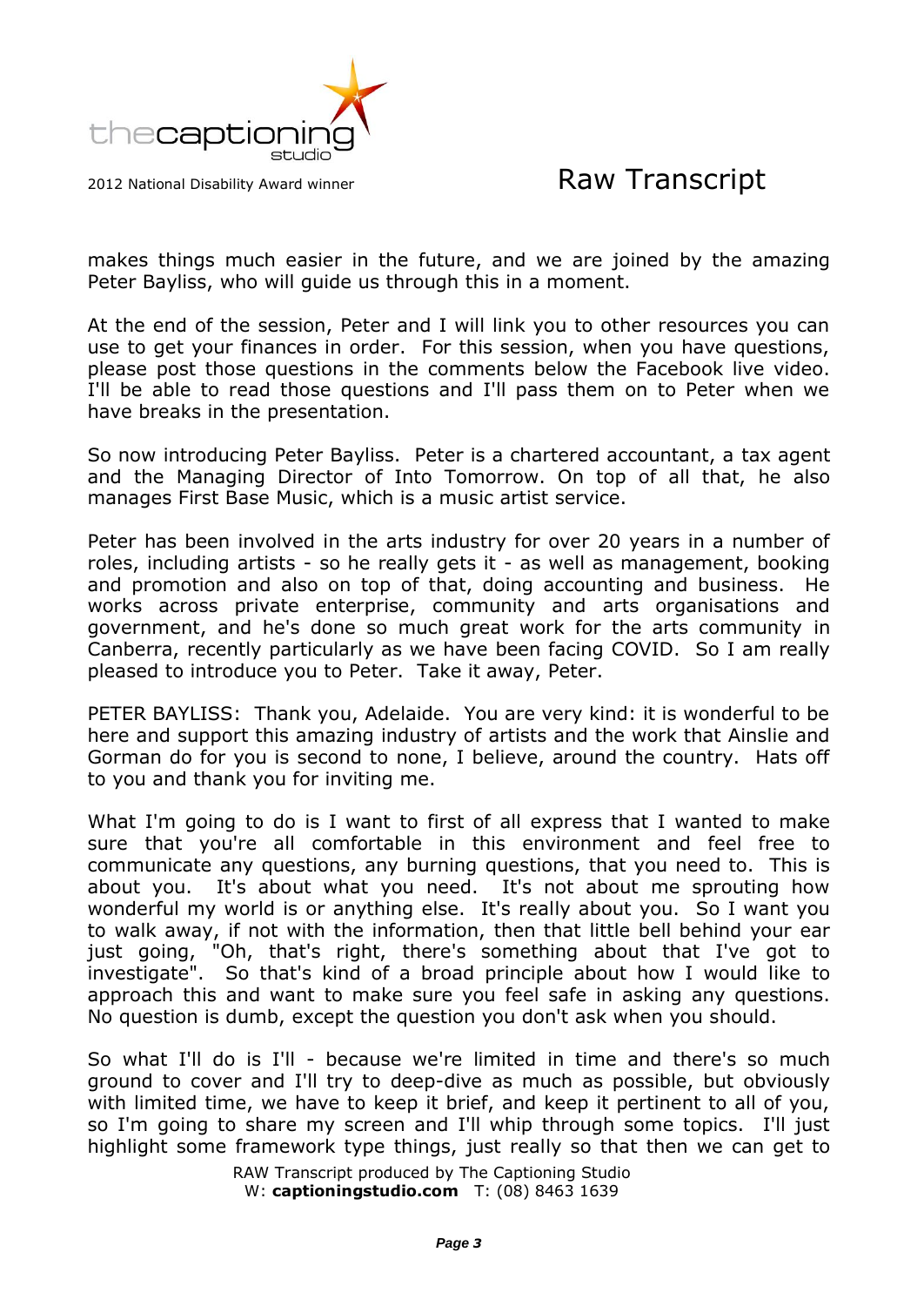makes things much easier in the future, and we are joined by the amazing Peter Bayliss, who will guide us through this in a moment.

At the end of the session, Peter and I will link you to other resources you can use to get your finances in order. For this session, when you have questions, please post those questions in the comments below the Facebook live video. I'll be able to read those questions and I'll pass them on to Peter when we have breaks in the presentation.

So now introducing Peter Bayliss. Peter is a chartered accountant, a tax agent and the Managing Director of Into Tomorrow. On top of all that, he also manages First Base Music, which is a music artist service.

Peter has been involved in the arts industry for over 20 years in a number of roles, including artists - so he really gets it - as well as management, booking and promotion and also on top of that, doing accounting and business. He works across private enterprise, community and arts organisations and government, and he's done so much great work for the arts community in Canberra, recently particularly as we have been facing COVID. So I am really pleased to introduce you to Peter. Take it away, Peter.

PETER BAYLISS: Thank you, Adelaide. You are very kind: it is wonderful to be here and support this amazing industry of artists and the work that Ainslie and Gorman do for you is second to none, I believe, around the country. Hats off to you and thank you for inviting me.

What I'm going to do is I want to first of all express that I wanted to make sure that you're all comfortable in this environment and feel free to communicate any questions, any burning questions, that you need to. This is about you. It's about what you need. It's not about me sprouting how wonderful my world is or anything else. It's really about you. So I want you to walk away, if not with the information, then that little bell behind your ear just going, "Oh, that's right, there's something about that I've got to investigate". So that's kind of a broad principle about how I would like to approach this and want to make sure you feel safe in asking any questions. No question is dumb, except the question you don't ask when you should.

So what I'll do is I'll - because we're limited in time and there's so much ground to cover and I'll try to deep-dive as much as possible, but obviously with limited time, we have to keep it brief, and keep it pertinent to all of you, so I'm going to share my screen and I'll whip through some topics. I'll just highlight some framework type things, just really so that then we can get to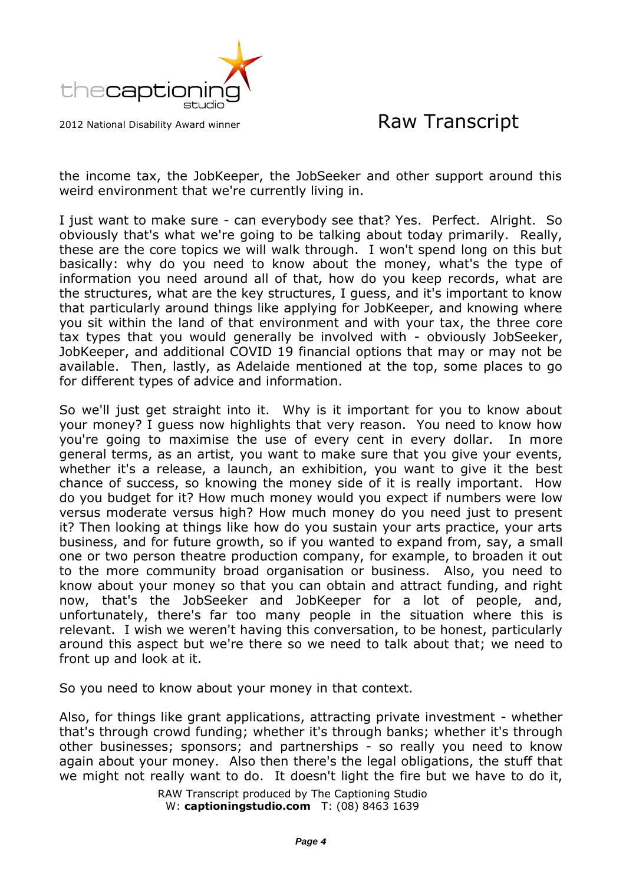the income tax, the JobKeeper, the JobSeeker and other support around this weird environment that we're currently living in.

I just want to make sure - can everybody see that? Yes. Perfect. Alright. So obviously that's what we're going to be talking about today primarily. Really, these are the core topics we will walk through. I won't spend long on this but basically: why do you need to know about the money, what's the type of information you need around all of that, how do you keep records, what are the structures, what are the key structures, I guess, and it's important to know that particularly around things like applying for JobKeeper, and knowing where you sit within the land of that environment and with your tax, the three core tax types that you would generally be involved with - obviously JobSeeker, JobKeeper, and additional COVID 19 financial options that may or may not be available. Then, lastly, as Adelaide mentioned at the top, some places to go for different types of advice and information.

So we'll just get straight into it. Why is it important for you to know about your money? I guess now highlights that very reason. You need to know how you're going to maximise the use of every cent in every dollar. In more general terms, as an artist, you want to make sure that you give your events, whether it's a release, a launch, an exhibition, you want to give it the best chance of success, so knowing the money side of it is really important. How do you budget for it? How much money would you expect if numbers were low versus moderate versus high? How much money do you need just to present it? Then looking at things like how do you sustain your arts practice, your arts business, and for future growth, so if you wanted to expand from, say, a small one or two person theatre production company, for example, to broaden it out to the more community broad organisation or business. Also, you need to know about your money so that you can obtain and attract funding, and right now, that's the JobSeeker and JobKeeper for a lot of people, and, unfortunately, there's far too many people in the situation where this is relevant. I wish we weren't having this conversation, to be honest, particularly around this aspect but we're there so we need to talk about that; we need to front up and look at it.

So you need to know about your money in that context.

Also, for things like grant applications, attracting private investment - whether that's through crowd funding; whether it's through banks; whether it's through other businesses; sponsors; and partnerships - so really you need to know again about your money. Also then there's the legal obligations, the stuff that we might not really want to do. It doesn't light the fire but we have to do it,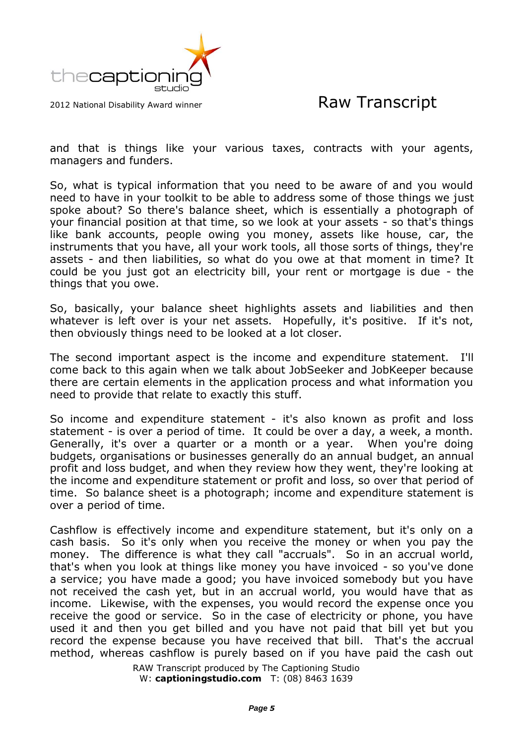and that is things like your various taxes, contracts with your agents, managers and funders.

So, what is typical information that you need to be aware of and you would need to have in your toolkit to be able to address some of those things we just spoke about? So there's balance sheet, which is essentially a photograph of your financial position at that time, so we look at your assets - so that's things like bank accounts, people owing you money, assets like house, car, the instruments that you have, all your work tools, all those sorts of things, they're assets - and then liabilities, so what do you owe at that moment in time? It could be you just got an electricity bill, your rent or mortgage is due - the things that you owe.

So, basically, your balance sheet highlights assets and liabilities and then whatever is left over is your net assets. Hopefully, it's positive. If it's not, then obviously things need to be looked at a lot closer.

The second important aspect is the income and expenditure statement. I'll come back to this again when we talk about JobSeeker and JobKeeper because there are certain elements in the application process and what information you need to provide that relate to exactly this stuff.

So income and expenditure statement - it's also known as profit and loss statement - is over a period of time. It could be over a day, a week, a month. Generally, it's over a quarter or a month or a year. When you're doing budgets, organisations or businesses generally do an annual budget, an annual profit and loss budget, and when they review how they went, they're looking at the income and expenditure statement or profit and loss, so over that period of time. So balance sheet is a photograph; income and expenditure statement is over a period of time.

Cashflow is effectively income and expenditure statement, but it's only on a cash basis. So it's only when you receive the money or when you pay the money. The difference is what they call "accruals". So in an accrual world, that's when you look at things like money you have invoiced - so you've done a service; you have made a good; you have invoiced somebody but you have not received the cash yet, but in an accrual world, you would have that as income. Likewise, with the expenses, you would record the expense once you receive the good or service. So in the case of electricity or phone, you have used it and then you get billed and you have not paid that bill yet but you record the expense because you have received that bill. That's the accrual method, whereas cashflow is purely based on if you have paid the cash out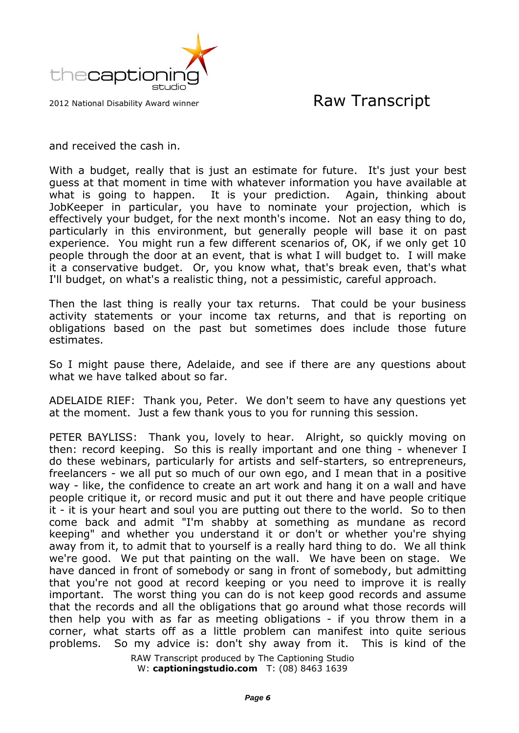and received the cash in.

With a budget, really that is just an estimate for future. It's just your best guess at that moment in time with whatever information you have available at what is going to happen. It is your prediction. Again, thinking about JobKeeper in particular, you have to nominate your projection, which is effectively your budget, for the next month's income. Not an easy thing to do, particularly in this environment, but generally people will base it on past experience. You might run a few different scenarios of, OK, if we only get 10 people through the door at an event, that is what I will budget to. I will make it a conservative budget. Or, you know what, that's break even, that's what I'll budget, on what's a realistic thing, not a pessimistic, careful approach.

Then the last thing is really your tax returns. That could be your business activity statements or your income tax returns, and that is reporting on obligations based on the past but sometimes does include those future estimates.

So I might pause there, Adelaide, and see if there are any questions about what we have talked about so far.

ADELAIDE RIEF: Thank you, Peter. We don't seem to have any questions yet at the moment. Just a few thank yous to you for running this session.

PETER BAYLISS: Thank you, lovely to hear. Alright, so quickly moving on then: record keeping. So this is really important and one thing - whenever I do these webinars, particularly for artists and self-starters, so entrepreneurs, freelancers - we all put so much of our own ego, and I mean that in a positive way - like, the confidence to create an art work and hang it on a wall and have people critique it, or record music and put it out there and have people critique it - it is your heart and soul you are putting out there to the world. So to then come back and admit "I'm shabby at something as mundane as record keeping" and whether you understand it or don't or whether you're shying away from it, to admit that to yourself is a really hard thing to do. We all think we're good. We put that painting on the wall. We have been on stage. We have danced in front of somebody or sang in front of somebody, but admitting that you're not good at record keeping or you need to improve it is really important. The worst thing you can do is not keep good records and assume that the records and all the obligations that go around what those records will then help you with as far as meeting obligations - if you throw them in a corner, what starts off as a little problem can manifest into quite serious problems. So my advice is: don't shy away from it. This is kind of the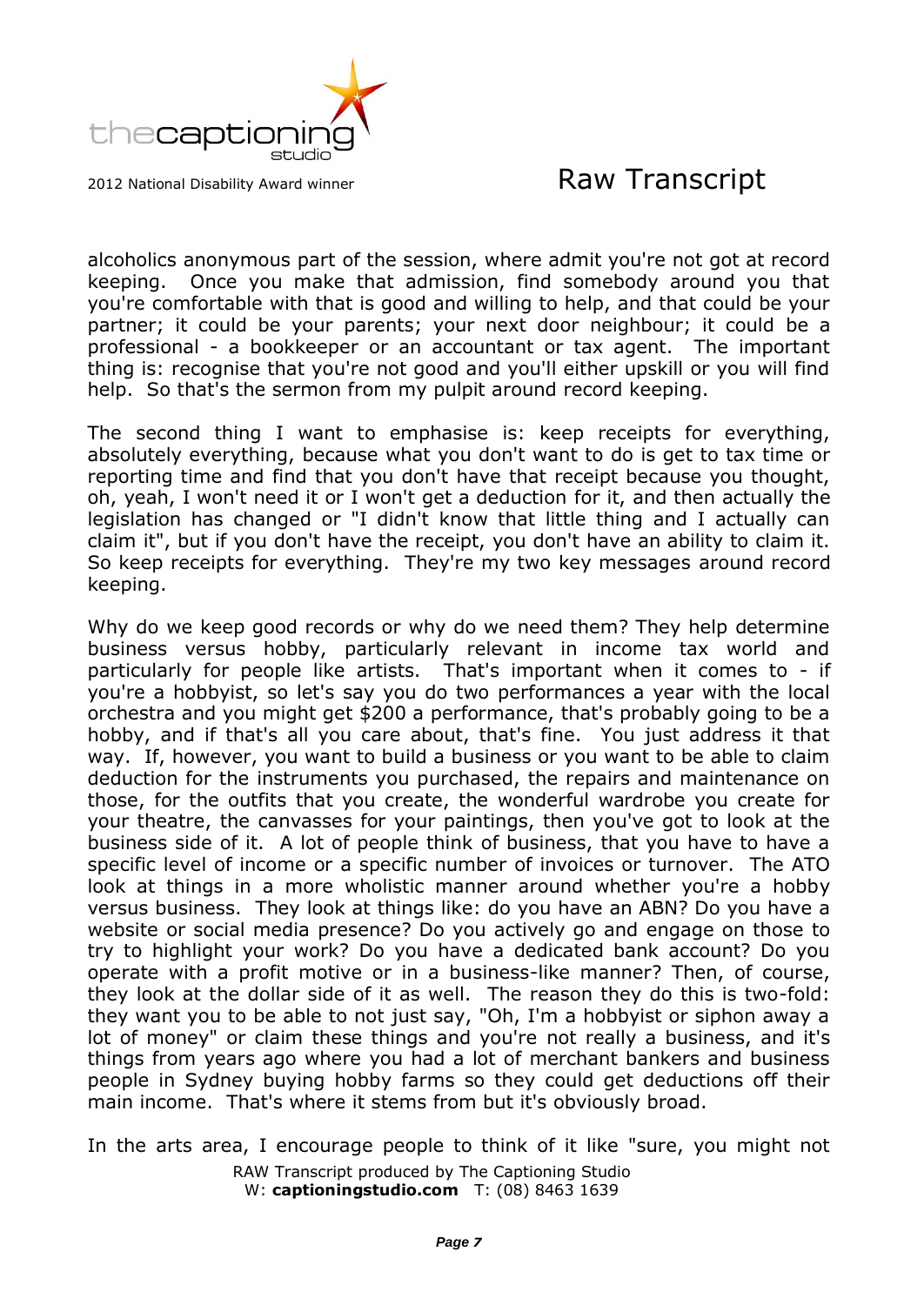alcoholics anonymous part of the session, where admit you're not got at record keeping. Once you make that admission, find somebody around you that you're comfortable with that is good and willing to help, and that could be your partner; it could be your parents; your next door neighbour; it could be a professional - a bookkeeper or an accountant or tax agent. The important thing is: recognise that you're not good and you'll either upskill or you will find help. So that's the sermon from my pulpit around record keeping.

The second thing I want to emphasise is: keep receipts for everything, absolutely everything, because what you don't want to do is get to tax time or reporting time and find that you don't have that receipt because you thought, oh, yeah, I won't need it or I won't get a deduction for it, and then actually the legislation has changed or "I didn't know that little thing and I actually can claim it", but if you don't have the receipt, you don't have an ability to claim it. So keep receipts for everything. They're my two key messages around record keeping.

Why do we keep good records or why do we need them? They help determine business versus hobby, particularly relevant in income tax world and particularly for people like artists. That's important when it comes to - if you're a hobbyist, so let's say you do two performances a year with the local orchestra and you might get $200 a performance, that's probably going to be a hobby, and if that's all you care about, that's fine. You just address it that way. If, however, you want to build a business or you want to be able to claim deduction for the instruments you purchased, the repairs and maintenance on those, for the outfits that you create, the wonderful wardrobe you create for your theatre, the canvasses for your paintings, then you've got to look at the business side of it. A lot of people think of business, that you have to have a specific level of income or a specific number of invoices or turnover. The ATO look at things in a more wholistic manner around whether you're a hobby versus business. They look at things like: do you have an ABN? Do you have a website or social media presence? Do you actively go and engage on those to try to highlight your work? Do you have a dedicated bank account? Do you operate with a profit motive or in a business-like manner? Then, of course, they look at the dollar side of it as well. The reason they do this is two-fold: they want you to be able to not just say, "Oh, I'm a hobbyist or siphon away a lot of money" or claim these things and you're not really a business, and it's things from years ago where you had a lot of merchant bankers and business people in Sydney buying hobby farms so they could get deductions off their main income. That's where it stems from but it's obviously broad.

In the arts area, I encourage people to think of it like "sure, you might not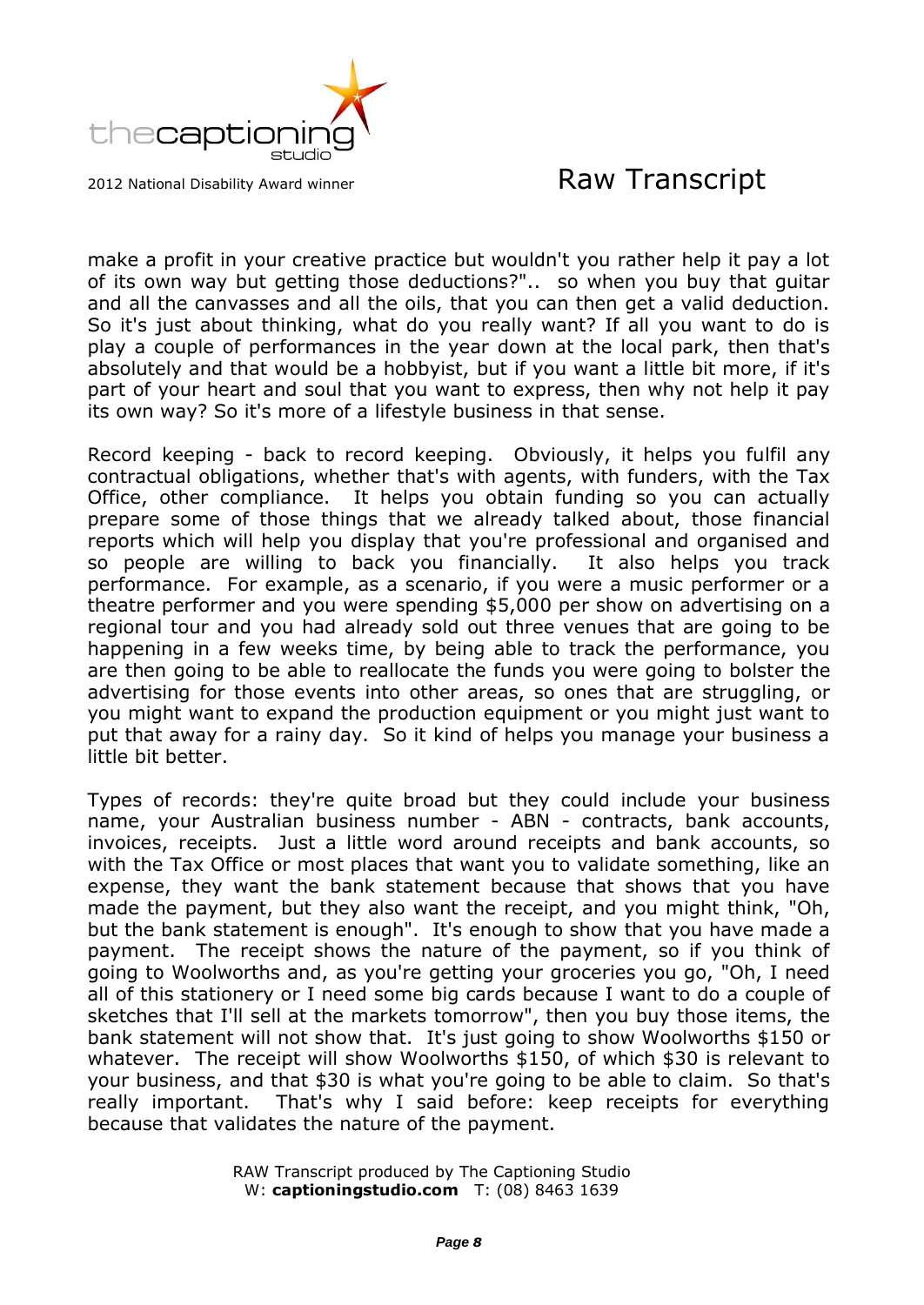make a profit in your creative practice but wouldn't you rather help it pay a lot of its own way but getting those deductions?".. so when you buy that guitar and all the canvasses and all the oils, that you can then get a valid deduction. So it's just about thinking, what do you really want? If all you want to do is play a couple of performances in the year down at the local park, then that's absolutely and that would be a hobbyist, but if you want a little bit more, if it's part of your heart and soul that you want to express, then why not help it pay its own way? So it's more of a lifestyle business in that sense.

Record keeping - back to record keeping. Obviously, it helps you fulfil any contractual obligations, whether that's with agents, with funders, with the Tax Office, other compliance. It helps you obtain funding so you can actually prepare some of those things that we already talked about, those financial reports which will help you display that you're professional and organised and so people are willing to back you financially. It also helps you track performance. For example, as a scenario, if you were a music performer or a theatre performer and you were spending $5,000 per show on advertising on a regional tour and you had already sold out three venues that are going to be happening in a few weeks time, by being able to track the performance, you are then going to be able to reallocate the funds you were going to bolster the advertising for those events into other areas, so ones that are struggling, or you might want to expand the production equipment or you might just want to put that away for a rainy day. So it kind of helps you manage your business a little bit better.

Types of records: they're quite broad but they could include your business name, your Australian business number - ABN - contracts, bank accounts, invoices, receipts. Just a little word around receipts and bank accounts, so with the Tax Office or most places that want you to validate something, like an expense, they want the bank statement because that shows that you have made the payment, but they also want the receipt, and you might think, "Oh, but the bank statement is enough". It's enough to show that you have made a payment. The receipt shows the nature of the payment, so if you think of going to Woolworths and, as you're getting your groceries you go, "Oh, I need all of this stationery or I need some big cards because I want to do a couple of sketches that I'll sell at the markets tomorrow", then you buy those items, the bank statement will not show that. It's just going to show Woolworths $150 or whatever. The receipt will show Woolworths $150, of which $30 is relevant to your business, and that $30 is what you're going to be able to claim. So that's really important. That's why I said before: keep receipts for everything because that validates the nature of the payment.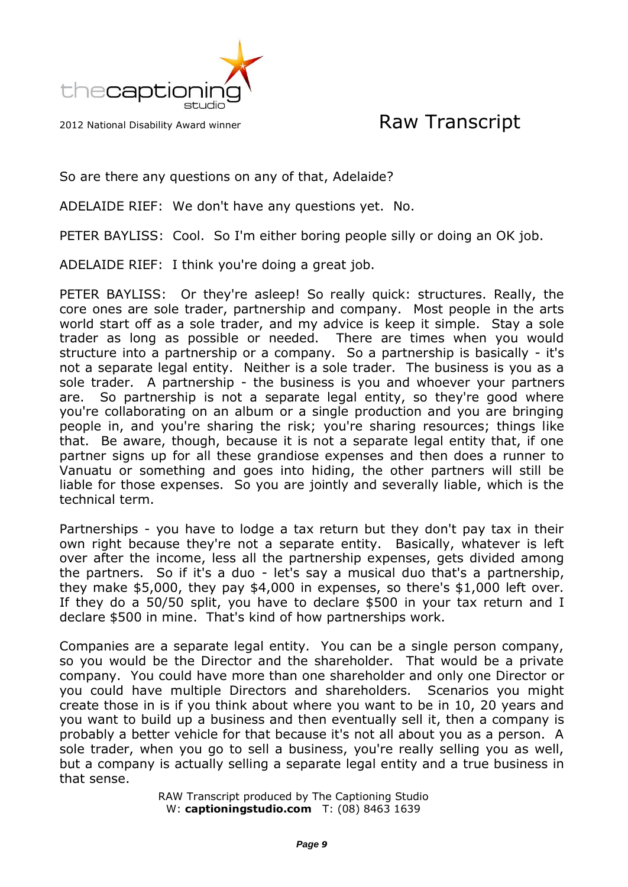So are there any questions on any of that, Adelaide?

ADELAIDE RIEF: We don't have any questions yet. No.

PETER BAYLISS: Cool. So I'm either boring people silly or doing an OK job.

ADELAIDE RIEF: I think you're doing a great job.

PETER BAYLISS: Or they're asleep! So really quick: structures. Really, the core ones are sole trader, partnership and company. Most people in the arts world start off as a sole trader, and my advice is keep it simple. Stay a sole trader as long as possible or needed. There are times when you would structure into a partnership or a company. So a partnership is basically - it's not a separate legal entity. Neither is a sole trader. The business is you as a sole trader. A partnership - the business is you and whoever your partners are. So partnership is not a separate legal entity, so they're good where you're collaborating on an album or a single production and you are bringing people in, and you're sharing the risk; you're sharing resources; things like that. Be aware, though, because it is not a separate legal entity that, if one partner signs up for all these grandiose expenses and then does a runner to Vanuatu or something and goes into hiding, the other partners will still be liable for those expenses. So you are jointly and severally liable, which is the technical term.

Partnerships - you have to lodge a tax return but they don't pay tax in their own right because they're not a separate entity. Basically, whatever is left over after the income, less all the partnership expenses, gets divided among the partners. So if it's a duo - let's say a musical duo that's a partnership, they make $5,000, they pay $4,000 in expenses, so there's $1,000 left over. If they do a 50/50 split, you have to declare $500 in your tax return and I declare $500 in mine. That's kind of how partnerships work.

Companies are a separate legal entity. You can be a single person company, so you would be the Director and the shareholder. That would be a private company. You could have more than one shareholder and only one Director or you could have multiple Directors and shareholders. Scenarios you might create those in is if you think about where you want to be in 10, 20 years and you want to build up a business and then eventually sell it, then a company is probably a better vehicle for that because it's not all about you as a person. A sole trader, when you go to sell a business, you're really selling you as well, but a company is actually selling a separate legal entity and a true business in that sense.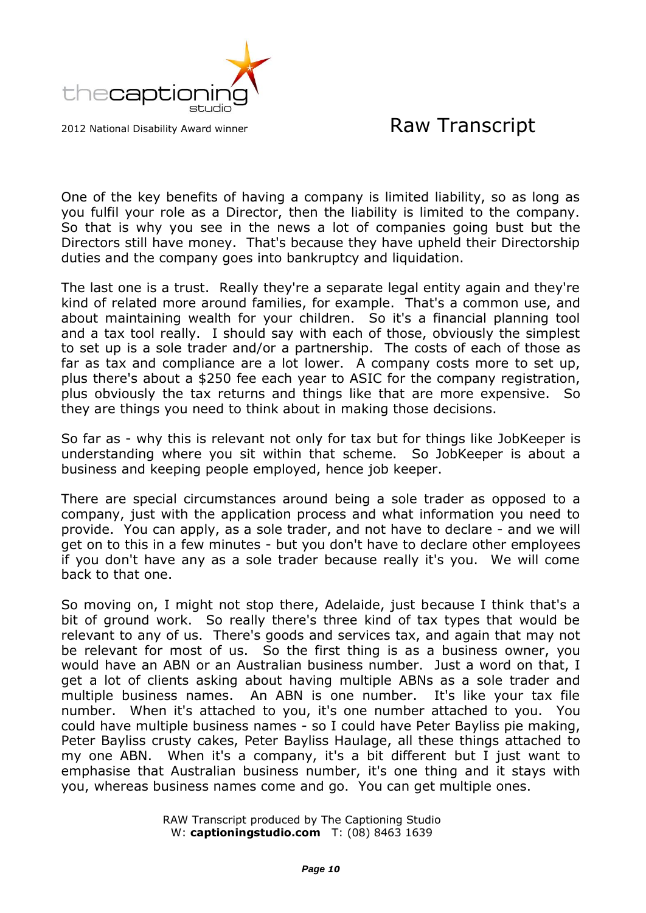One of the key benefits of having a company is limited liability, so as long as you fulfil your role as a Director, then the liability is limited to the company. So that is why you see in the news a lot of companies going bust but the Directors still have money. That's because they have upheld their Directorship duties and the company goes into bankruptcy and liquidation.

The last one is a trust. Really they're a separate legal entity again and they're kind of related more around families, for example. That's a common use, and about maintaining wealth for your children. So it's a financial planning tool and a tax tool really. I should say with each of those, obviously the simplest to set up is a sole trader and/or a partnership. The costs of each of those as far as tax and compliance are a lot lower. A company costs more to set up, plus there's about a $250 fee each year to ASIC for the company registration, plus obviously the tax returns and things like that are more expensive. So they are things you need to think about in making those decisions.

So far as - why this is relevant not only for tax but for things like JobKeeper is understanding where you sit within that scheme. So JobKeeper is about a business and keeping people employed, hence job keeper.

There are special circumstances around being a sole trader as opposed to a company, just with the application process and what information you need to provide. You can apply, as a sole trader, and not have to declare - and we will get on to this in a few minutes - but you don't have to declare other employees if you don't have any as a sole trader because really it's you. We will come back to that one.

So moving on, I might not stop there, Adelaide, just because I think that's a bit of ground work. So really there's three kind of tax types that would be relevant to any of us. There's goods and services tax, and again that may not be relevant for most of us. So the first thing is as a business owner, you would have an ABN or an Australian business number. Just a word on that, I get a lot of clients asking about having multiple ABNs as a sole trader and multiple business names. An ABN is one number. It's like your tax file number. When it's attached to you, it's one number attached to you. You could have multiple business names - so I could have Peter Bayliss pie making, Peter Bayliss crusty cakes, Peter Bayliss Haulage, all these things attached to my one ABN. When it's a company, it's a bit different but I just want to emphasise that Australian business number, it's one thing and it stays with you, whereas business names come and go. You can get multiple ones.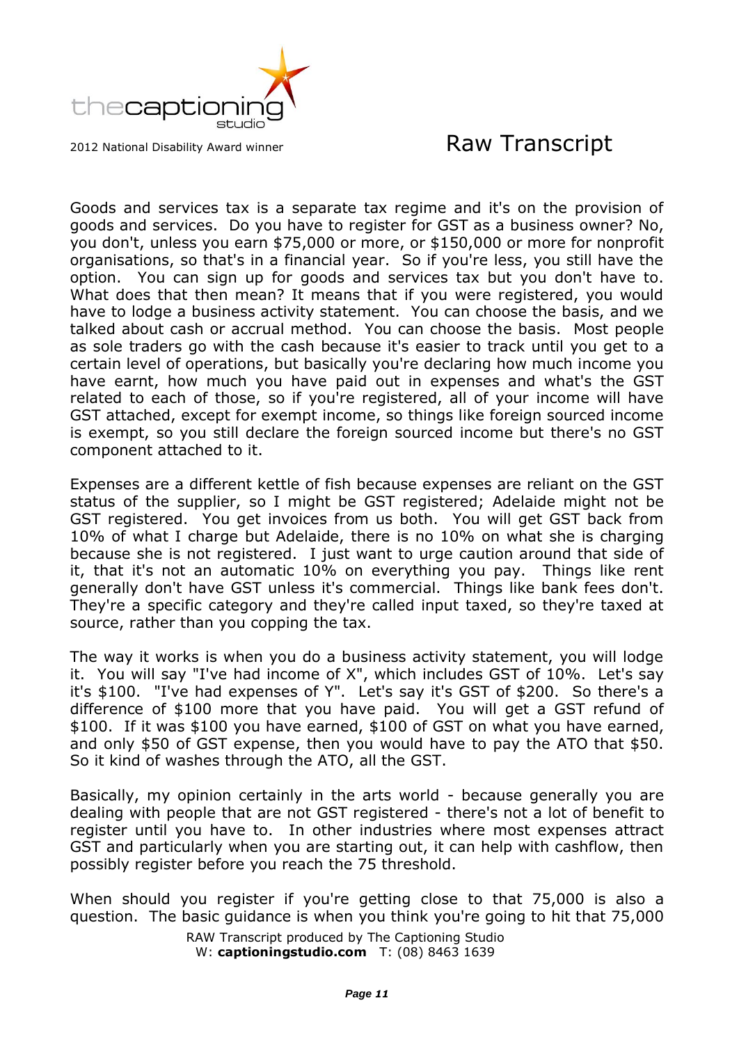Goods and services tax is a separate tax regime and it's on the provision of goods and services. Do you have to register for GST as a business owner? No, you don't, unless you earn $75,000 or more, or $150,000 or more for nonprofit organisations, so that's in a financial year. So if you're less, you still have the option. You can sign up for goods and services tax but you don't have to. What does that then mean? It means that if you were registered, you would have to lodge a business activity statement. You can choose the basis, and we talked about cash or accrual method. You can choose the basis. Most people as sole traders go with the cash because it's easier to track until you get to a certain level of operations, but basically you're declaring how much income you have earnt, how much you have paid out in expenses and what's the GST related to each of those, so if you're registered, all of your income will have GST attached, except for exempt income, so things like foreign sourced income is exempt, so you still declare the foreign sourced income but there's no GST component attached to it.

Expenses are a different kettle of fish because expenses are reliant on the GST status of the supplier, so I might be GST registered; Adelaide might not be GST registered. You get invoices from us both. You will get GST back from 10% of what I charge but Adelaide, there is no 10% on what she is charging because she is not registered. I just want to urge caution around that side of it, that it's not an automatic 10% on everything you pay. Things like rent generally don't have GST unless it's commercial. Things like bank fees don't. They're a specific category and they're called input taxed, so they're taxed at source, rather than you copping the tax.

The way it works is when you do a business activity statement, you will lodge it. You will say "I've had income of X", which includes GST of 10%. Let's say it's $100. "I've had expenses of Y". Let's say it's GST of $200. So there's a difference of $100 more that you have paid. You will get a GST refund of $100. If it was $100 you have earned, $100 of GST on what you have earned, and only $50 of GST expense, then you would have to pay the ATO that $50. So it kind of washes through the ATO, all the GST.

Basically, my opinion certainly in the arts world - because generally you are dealing with people that are not GST registered - there's not a lot of benefit to register until you have to. In other industries where most expenses attract GST and particularly when you are starting out, it can help with cashflow, then possibly register before you reach the 75 threshold.

When should you register if you're getting close to that 75,000 is also a question. The basic guidance is when you think you're going to hit that 75,000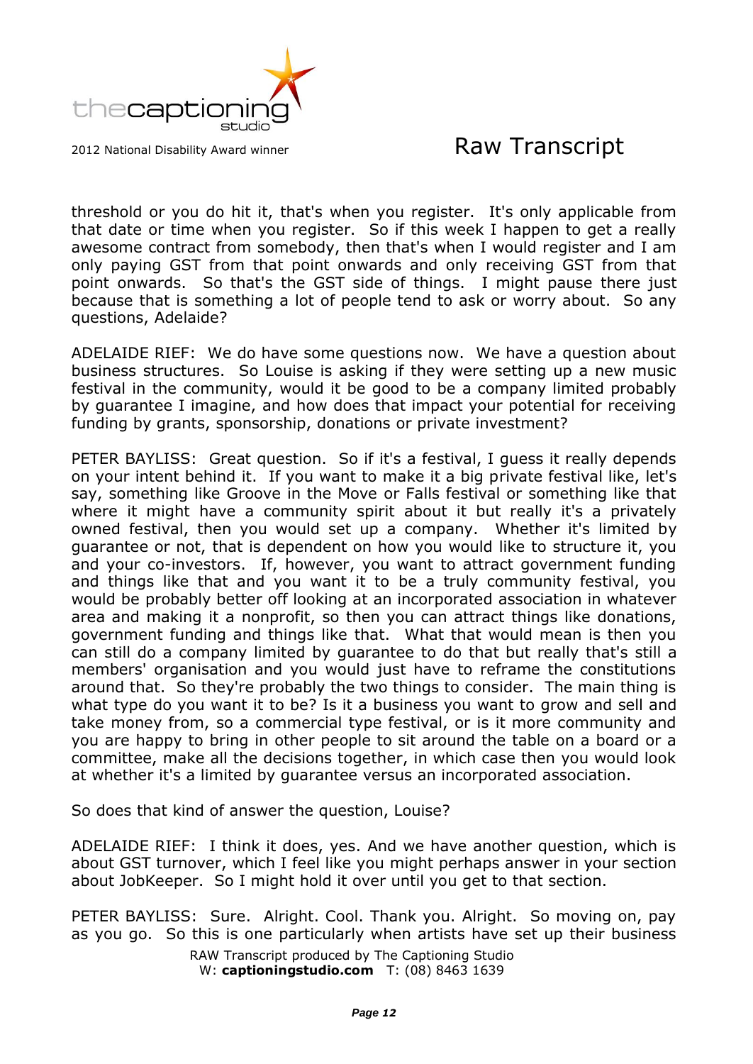threshold or you do hit it, that's when you register. It's only applicable from that date or time when you register. So if this week I happen to get a really awesome contract from somebody, then that's when I would register and I am only paying GST from that point onwards and only receiving GST from that point onwards. So that's the GST side of things. I might pause there just because that is something a lot of people tend to ask or worry about. So any questions, Adelaide?

ADELAIDE RIEF: We do have some questions now. We have a question about business structures. So Louise is asking if they were setting up a new music festival in the community, would it be good to be a company limited probably by guarantee I imagine, and how does that impact your potential for receiving funding by grants, sponsorship, donations or private investment?

PETER BAYLISS: Great question. So if it's a festival, I guess it really depends on your intent behind it. If you want to make it a big private festival like, let's say, something like Groove in the Move or Falls festival or something like that where it might have a community spirit about it but really it's a privately owned festival, then you would set up a company. Whether it's limited by guarantee or not, that is dependent on how you would like to structure it, you and your co-investors. If, however, you want to attract government funding and things like that and you want it to be a truly community festival, you would be probably better off looking at an incorporated association in whatever area and making it a nonprofit, so then you can attract things like donations, government funding and things like that. What that would mean is then you can still do a company limited by guarantee to do that but really that's still a members' organisation and you would just have to reframe the constitutions around that. So they're probably the two things to consider. The main thing is what type do you want it to be? Is it a business you want to grow and sell and take money from, so a commercial type festival, or is it more community and you are happy to bring in other people to sit around the table on a board or a committee, make all the decisions together, in which case then you would look at whether it's a limited by guarantee versus an incorporated association.

So does that kind of answer the question, Louise?

ADELAIDE RIEF: I think it does, yes. And we have another question, which is about GST turnover, which I feel like you might perhaps answer in your section about JobKeeper. So I might hold it over until you get to that section.

PETER BAYLISS: Sure. Alright. Cool. Thank you. Alright. So moving on, pay as you go. So this is one particularly when artists have set up their business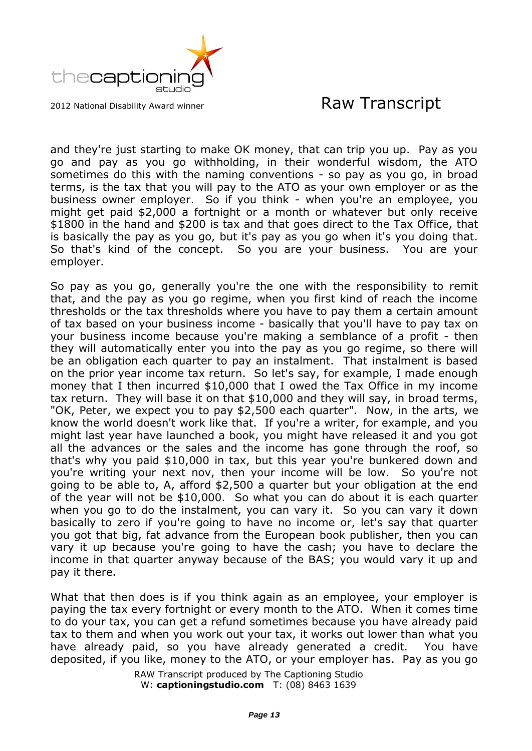and they're just starting to make OK money, that can trip you up. Pay as you go and pay as you go withholding, in their wonderful wisdom, the ATO sometimes do this with the naming conventions - so pay as you go, in broad terms, is the tax that you will pay to the ATO as your own employer or as the business owner employer. So if you think - when you're an employee, you might get paid $2,000 a fortnight or a month or whatever but only receive $1800 in the hand and $200 is tax and that goes direct to the Tax Office, that is basically the pay as you go, but it's pay as you go when it's you doing that. So that's kind of the concept. So you are your business. You are your employer.

So pay as you go, generally you're the one with the responsibility to remit that, and the pay as you go regime, when you first kind of reach the income thresholds or the tax thresholds where you have to pay them a certain amount of tax based on your business income - basically that you'll have to pay tax on your business income because you're making a semblance of a profit - then they will automatically enter you into the pay as you go regime, so there will be an obligation each quarter to pay an instalment. That instalment is based on the prior year income tax return. So let's say, for example, I made enough money that I then incurred $10,000 that I owed the Tax Office in my income tax return. They will base it on that $10,000 and they will say, in broad terms, "OK, Peter, we expect you to pay $2,500 each quarter". Now, in the arts, we know the world doesn't work like that. If you're a writer, for example, and you might last year have launched a book, you might have released it and you got all the advances or the sales and the income has gone through the roof, so that's why you paid $10,000 in tax, but this year you're bunkered down and you're writing your next nov, then your income will be low. So you're not going to be able to, A, afford $2,500 a quarter but your obligation at the end of the year will not be $10,000. So what you can do about it is each quarter when you go to do the instalment, you can vary it. So you can vary it down basically to zero if you're going to have no income or, let's say that quarter you got that big, fat advance from the European book publisher, then you can vary it up because you're going to have the cash; you have to declare the income in that quarter anyway because of the BAS; you would vary it up and pay it there.

What that then does is if you think again as an employee, your employer is paying the tax every fortnight or every month to the ATO. When it comes time to do your tax, you can get a refund sometimes because you have already paid tax to them and when you work out your tax, it works out lower than what you have already paid, so you have already generated a credit. You have deposited, if you like, money to the ATO, or your employer has. Pay as you go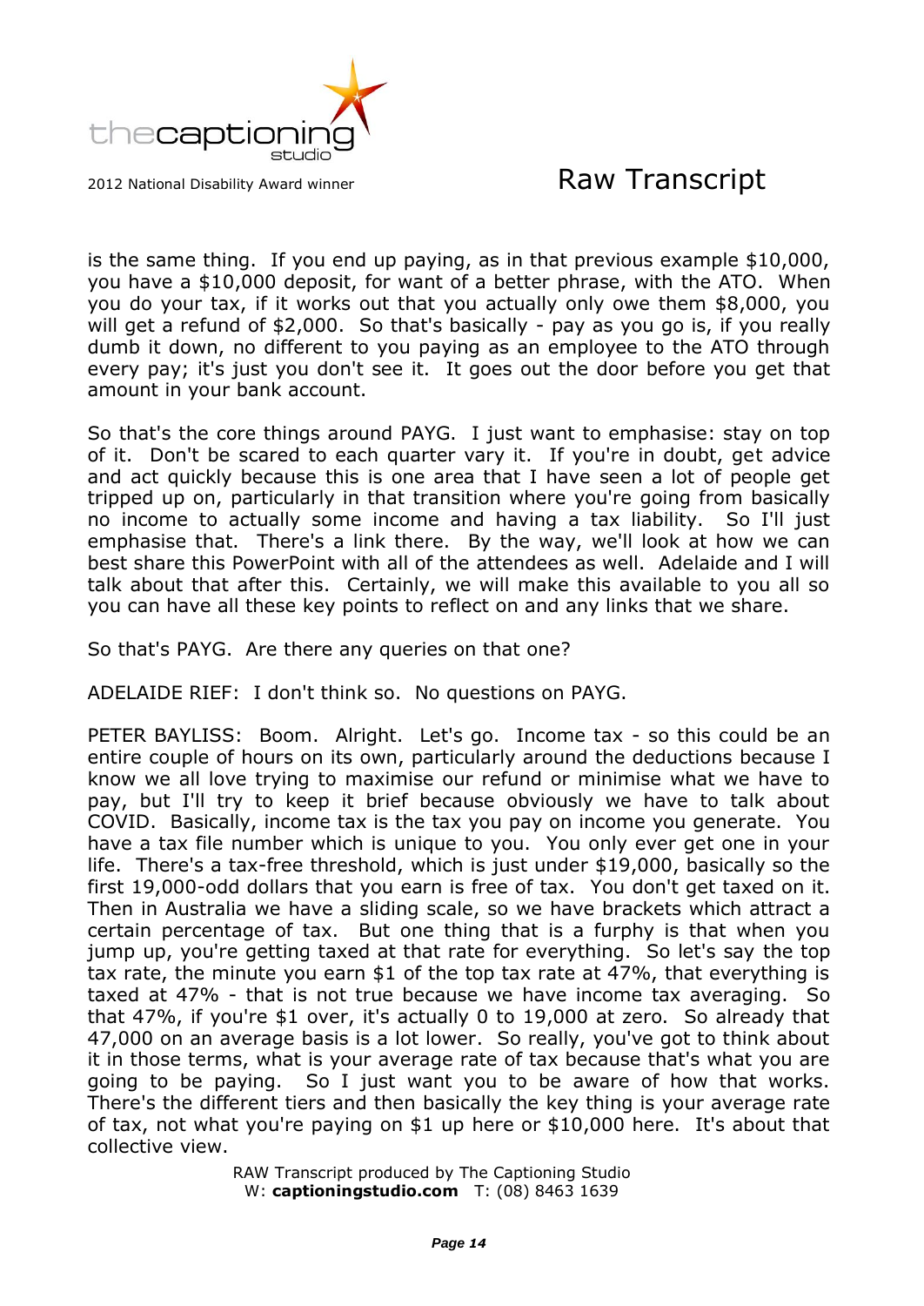is the same thing. If you end up paying, as in that previous example $10,000, you have a $10,000 deposit, for want of a better phrase, with the ATO. When you do your tax, if it works out that you actually only owe them $8,000, you will get a refund of $2,000. So that's basically - pay as you go is, if you really dumb it down, no different to you paying as an employee to the ATO through every pay; it's just you don't see it. It goes out the door before you get that amount in your bank account.

So that's the core things around PAYG. I just want to emphasise: stay on top of it. Don't be scared to each quarter vary it. If you're in doubt, get advice and act quickly because this is one area that I have seen a lot of people get tripped up on, particularly in that transition where you're going from basically no income to actually some income and having a tax liability. So I'll just emphasise that. There's a link there. By the way, we'll look at how we can best share this PowerPoint with all of the attendees as well. Adelaide and I will talk about that after this. Certainly, we will make this available to you all so you can have all these key points to reflect on and any links that we share.

So that's PAYG. Are there any queries on that one?

ADELAIDE RIEF: I don't think so. No questions on PAYG.

PETER BAYLISS: Boom. Alright. Let's go. Income tax - so this could be an entire couple of hours on its own, particularly around the deductions because I know we all love trying to maximise our refund or minimise what we have to pay, but I'll try to keep it brief because obviously we have to talk about COVID. Basically, income tax is the tax you pay on income you generate. You have a tax file number which is unique to you. You only ever get one in your life. There's a tax-free threshold, which is just under $19,000, basically so the first 19,000-odd dollars that you earn is free of tax. You don't get taxed on it. Then in Australia we have a sliding scale, so we have brackets which attract a certain percentage of tax. But one thing that is a furphy is that when you jump up, you're getting taxed at that rate for everything. So let's say the top tax rate, the minute you earn $1 of the top tax rate at 47%, that everything is taxed at 47% - that is not true because we have income tax averaging. So that 47%, if you're $1 over, it's actually 0 to 19,000 at zero. So already that 47,000 on an average basis is a lot lower. So really, you've got to think about it in those terms, what is your average rate of tax because that's what you are going to be paying. So I just want you to be aware of how that works. There's the different tiers and then basically the key thing is your average rate of tax, not what you're paying on $1 up here or $10,000 here. It's about that collective view.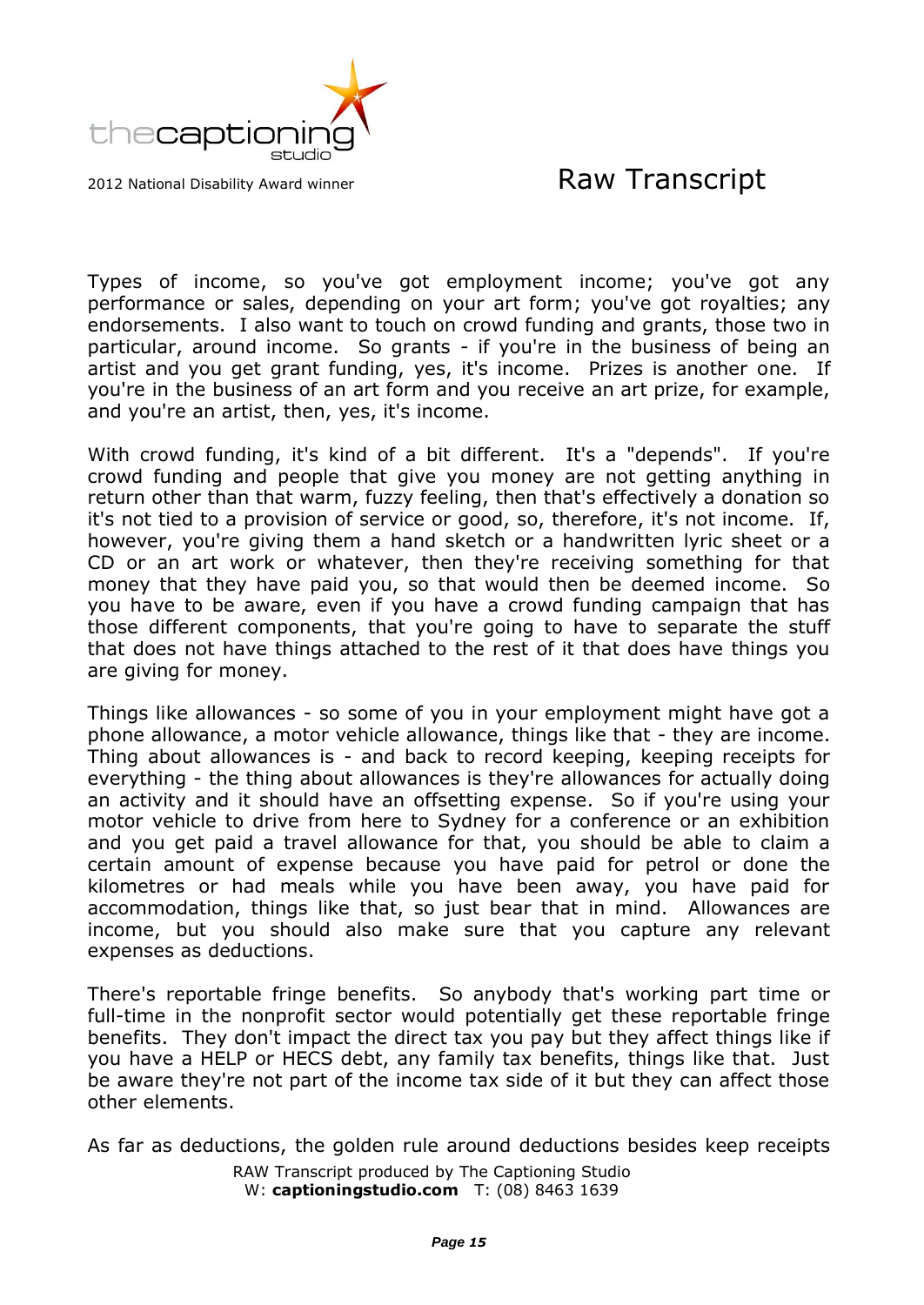Types of income, so you've got employment income; you've got any performance or sales, depending on your art form; you've got royalties; any endorsements. I also want to touch on crowd funding and grants, those two in particular, around income. So grants - if you're in the business of being an artist and you get grant funding, yes, it's income. Prizes is another one. If you're in the business of an art form and you receive an art prize, for example, and you're an artist, then, yes, it's income.

With crowd funding, it's kind of a bit different. It's a "depends". If you're crowd funding and people that give you money are not getting anything in return other than that warm, fuzzy feeling, then that's effectively a donation so it's not tied to a provision of service or good, so, therefore, it's not income. If, however, you're giving them a hand sketch or a handwritten lyric sheet or a CD or an art work or whatever, then they're receiving something for that money that they have paid you, so that would then be deemed income. So you have to be aware, even if you have a crowd funding campaign that has those different components, that you're going to have to separate the stuff that does not have things attached to the rest of it that does have things you are giving for money.

Things like allowances - so some of you in your employment might have got a phone allowance, a motor vehicle allowance, things like that - they are income. Thing about allowances is - and back to record keeping, keeping receipts for everything - the thing about allowances is they're allowances for actually doing an activity and it should have an offsetting expense. So if you're using your motor vehicle to drive from here to Sydney for a conference or an exhibition and you get paid a travel allowance for that, you should be able to claim a certain amount of expense because you have paid for petrol or done the kilometres or had meals while you have been away, you have paid for accommodation, things like that, so just bear that in mind. Allowances are income, but you should also make sure that you capture any relevant expenses as deductions.

There's reportable fringe benefits. So anybody that's working part time or full-time in the nonprofit sector would potentially get these reportable fringe benefits. They don't impact the direct tax you pay but they affect things like if you have a HELP or HECS debt, any family tax benefits, things like that. Just be aware they're not part of the income tax side of it but they can affect those other elements.

As far as deductions, the golden rule around deductions besides keep receipts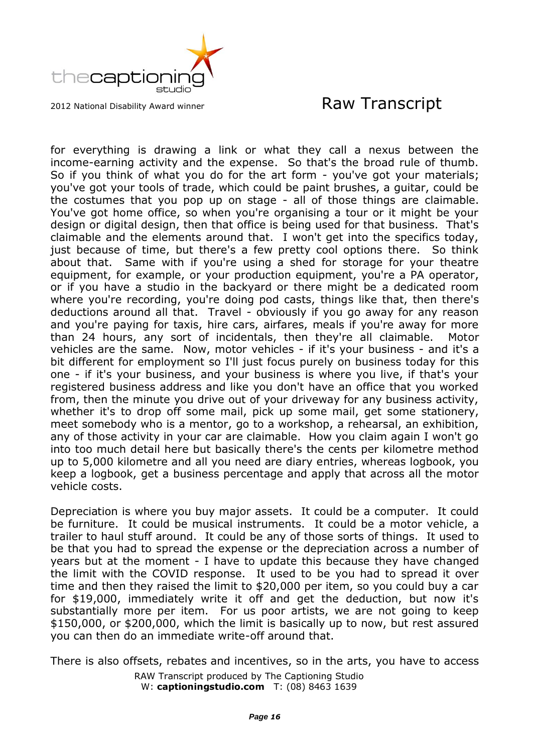for everything is drawing a link or what they call a nexus between the income-earning activity and the expense. So that's the broad rule of thumb. So if you think of what you do for the art form - you've got your materials; you've got your tools of trade, which could be paint brushes, a guitar, could be the costumes that you pop up on stage - all of those things are claimable. You've got home office, so when you're organising a tour or it might be your design or digital design, then that office is being used for that business. That's claimable and the elements around that. I won't get into the specifics today, just because of time, but there's a few pretty cool options there. So think about that. Same with if you're using a shed for storage for your theatre equipment, for example, or your production equipment, you're a PA operator, or if you have a studio in the backyard or there might be a dedicated room where you're recording, you're doing pod casts, things like that, then there's deductions around all that. Travel - obviously if you go away for any reason and you're paying for taxis, hire cars, airfares, meals if you're away for more than 24 hours, any sort of incidentals, then they're all claimable. Motor vehicles are the same. Now, motor vehicles - if it's your business - and it's a bit different for employment so I'll just focus purely on business today for this one - if it's your business, and your business is where you live, if that's your registered business address and like you don't have an office that you worked from, then the minute you drive out of your driveway for any business activity, whether it's to drop off some mail, pick up some mail, get some stationery, meet somebody who is a mentor, go to a workshop, a rehearsal, an exhibition, any of those activity in your car are claimable. How you claim again I won't go into too much detail here but basically there's the cents per kilometre method up to 5,000 kilometre and all you need are diary entries, whereas logbook, you keep a logbook, get a business percentage and apply that across all the motor vehicle costs.

Depreciation is where you buy major assets. It could be a computer. It could be furniture. It could be musical instruments. It could be a motor vehicle, a trailer to haul stuff around. It could be any of those sorts of things. It used to be that you had to spread the expense or the depreciation across a number of years but at the moment - I have to update this because they have changed the limit with the COVID response. It used to be you had to spread it over time and then they raised the limit to $20,000 per item, so you could buy a car for $19,000, immediately write it off and get the deduction, but now it's substantially more per item. For us poor artists, we are not going to keep $150,000, or $200,000, which the limit is basically up to now, but rest assured you can then do an immediate write-off around that.

There is also offsets, rebates and incentives, so in the arts, you have to access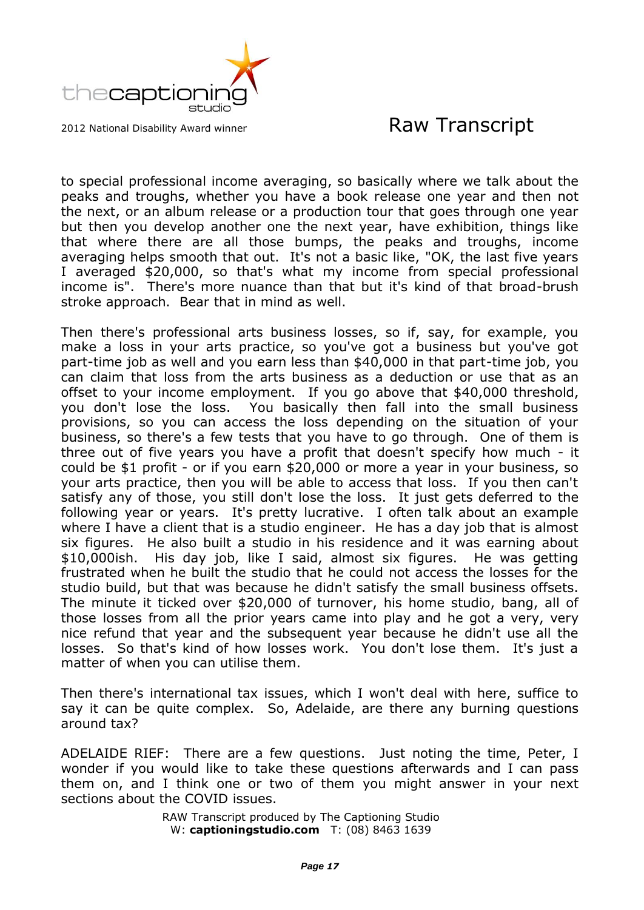to special professional income averaging, so basically where we talk about the peaks and troughs, whether you have a book release one year and then not the next, or an album release or a production tour that goes through one year but then you develop another one the next year, have exhibition, things like that where there are all those bumps, the peaks and troughs, income averaging helps smooth that out. It's not a basic like, "OK, the last five years I averaged $20,000, so that's what my income from special professional income is". There's more nuance than that but it's kind of that broad-brush stroke approach. Bear that in mind as well.

Then there's professional arts business losses, so if, say, for example, you make a loss in your arts practice, so you've got a business but you've got part-time job as well and you earn less than $40,000 in that part-time job, you can claim that loss from the arts business as a deduction or use that as an offset to your income employment. If you go above that $40,000 threshold, you don't lose the loss. You basically then fall into the small business provisions, so you can access the loss depending on the situation of your business, so there's a few tests that you have to go through. One of them is three out of five years you have a profit that doesn't specify how much - it could be $1 profit - or if you earn $20,000 or more a year in your business, so your arts practice, then you will be able to access that loss. If you then can't satisfy any of those, you still don't lose the loss. It just gets deferred to the following year or years. It's pretty lucrative. I often talk about an example where I have a client that is a studio engineer. He has a day job that is almost six figures. He also built a studio in his residence and it was earning about $10,000ish. His day job, like I said, almost six figures. He was getting frustrated when he built the studio that he could not access the losses for the studio build, but that was because he didn't satisfy the small business offsets. The minute it ticked over $20,000 of turnover, his home studio, bang, all of those losses from all the prior years came into play and he got a very, very nice refund that year and the subsequent year because he didn't use all the losses. So that's kind of how losses work. You don't lose them. It's just a matter of when you can utilise them.

Then there's international tax issues, which I won't deal with here, suffice to say it can be quite complex. So, Adelaide, are there any burning questions around tax?

ADELAIDE RIEF: There are a few questions. Just noting the time, Peter, I wonder if you would like to take these questions afterwards and I can pass them on, and I think one or two of them you might answer in your next sections about the COVID issues.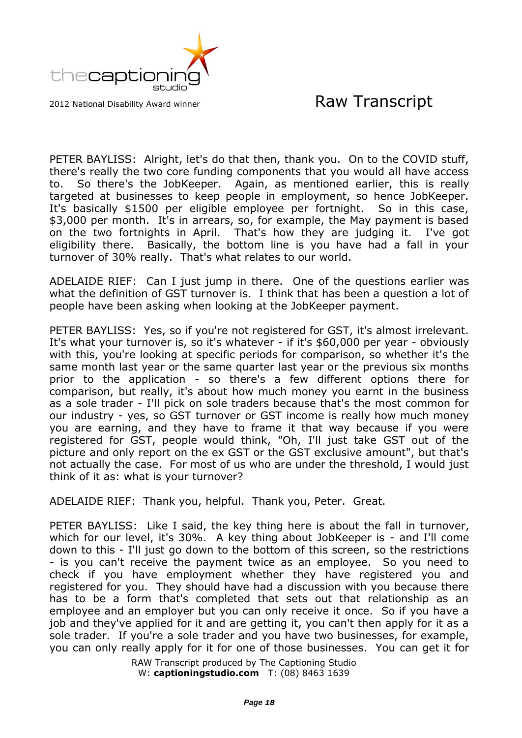PETER BAYLISS: Alright, let's do that then, thank you. On to the COVID stuff, there's really the two core funding components that you would all have access to. So there's the JobKeeper. Again, as mentioned earlier, this is really targeted at businesses to keep people in employment, so hence JobKeeper. It's basically $1500 per eligible employee per fortnight. So in this case, $3,000 per month. It's in arrears, so, for example, the May payment is based on the two fortnights in April. That's how they are judging it. I've got eligibility there. Basically, the bottom line is you have had a fall in your turnover of 30% really. That's what relates to our world.

ADELAIDE RIEF: Can I just jump in there. One of the questions earlier was what the definition of GST turnover is. I think that has been a question a lot of people have been asking when looking at the JobKeeper payment.

PETER BAYLISS: Yes, so if you're not registered for GST, it's almost irrelevant. It's what your turnover is, so it's whatever - if it's $60,000 per year - obviously with this, you're looking at specific periods for comparison, so whether it's the same month last year or the same quarter last year or the previous six months prior to the application - so there's a few different options there for comparison, but really, it's about how much money you earnt in the business as a sole trader - I'll pick on sole traders because that's the most common for our industry - yes, so GST turnover or GST income is really how much money you are earning, and they have to frame it that way because if you were registered for GST, people would think, "Oh, I'll just take GST out of the picture and only report on the ex GST or the GST exclusive amount", but that's not actually the case. For most of us who are under the threshold, I would just think of it as: what is your turnover?

ADELAIDE RIEF: Thank you, helpful. Thank you, Peter. Great.

PETER BAYLISS: Like I said, the key thing here is about the fall in turnover, which for our level, it's 30%. A key thing about JobKeeper is - and I'll come down to this - I'll just go down to the bottom of this screen, so the restrictions - is you can't receive the payment twice as an employee. So you need to check if you have employment whether they have registered you and registered for you. They should have had a discussion with you because there has to be a form that's completed that sets out that relationship as an employee and an employer but you can only receive it once. So if you have a job and they've applied for it and are getting it, you can't then apply for it as a sole trader. If you're a sole trader and you have two businesses, for example, you can only really apply for it for one of those businesses. You can get it for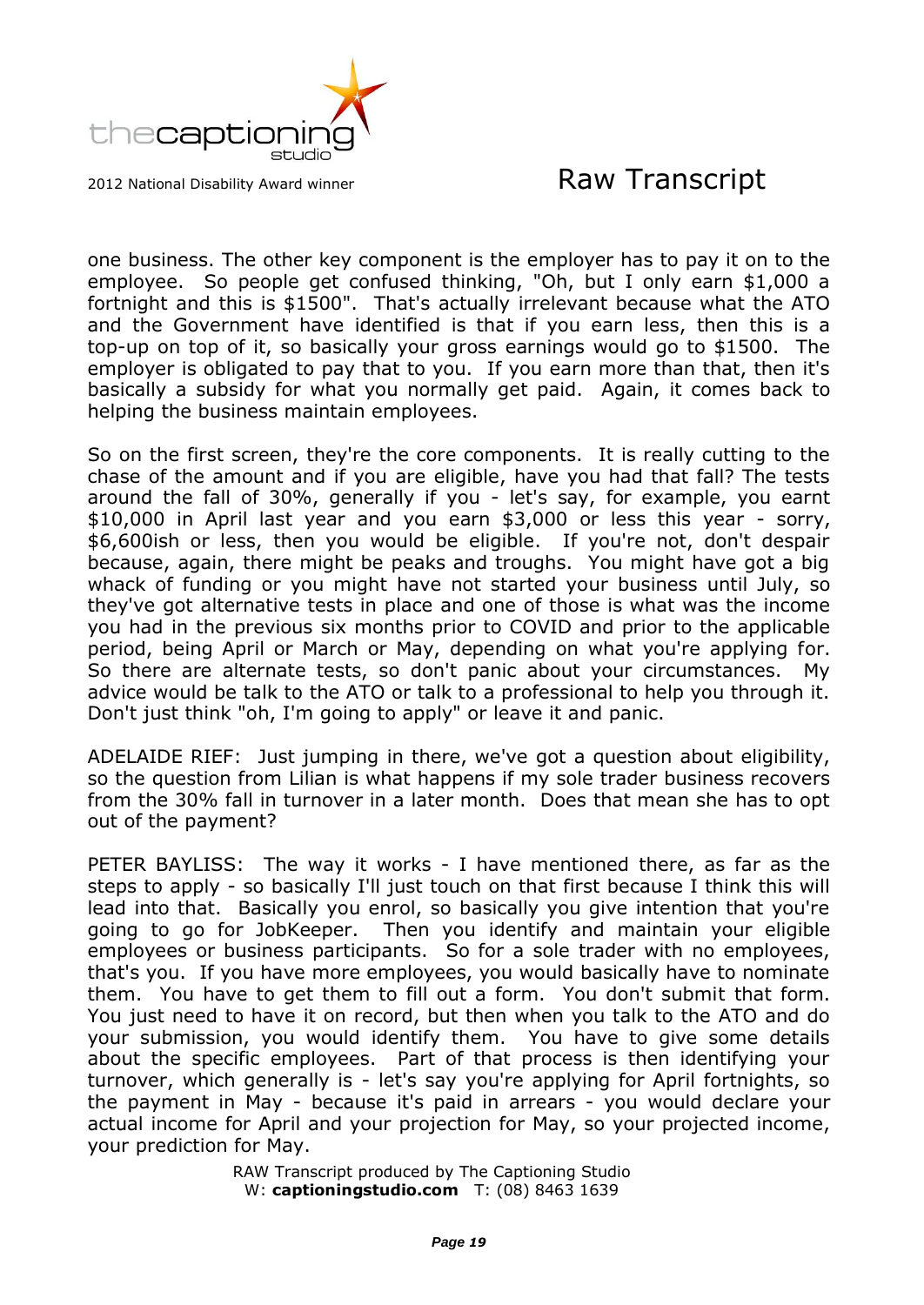one business. The other key component is the employer has to pay it on to the employee. So people get confused thinking, "Oh, but I only earn $1,000 a fortnight and this is $1500". That's actually irrelevant because what the ATO and the Government have identified is that if you earn less, then this is a top-up on top of it, so basically your gross earnings would go to $1500. The employer is obligated to pay that to you. If you earn more than that, then it's basically a subsidy for what you normally get paid. Again, it comes back to helping the business maintain employees.

So on the first screen, they're the core components. It is really cutting to the chase of the amount and if you are eligible, have you had that fall? The tests around the fall of 30%, generally if you - let's say, for example, you earnt $10,000 in April last year and you earn $3,000 or less this year - sorry, $6,600ish or less, then you would be eligible. If you're not, don't despair because, again, there might be peaks and troughs. You might have got a big whack of funding or you might have not started your business until July, so they've got alternative tests in place and one of those is what was the income you had in the previous six months prior to COVID and prior to the applicable period, being April or March or May, depending on what you're applying for. So there are alternate tests, so don't panic about your circumstances. My advice would be talk to the ATO or talk to a professional to help you through it. Don't just think "oh, I'm going to apply" or leave it and panic.

ADELAIDE RIEF: Just jumping in there, we've got a question about eligibility, so the question from Lilian is what happens if my sole trader business recovers from the 30% fall in turnover in a later month. Does that mean she has to opt out of the payment?

PETER BAYLISS: The way it works - I have mentioned there, as far as the steps to apply - so basically I'll just touch on that first because I think this will lead into that. Basically you enrol, so basically you give intention that you're going to go for JobKeeper. Then you identify and maintain your eligible employees or business participants. So for a sole trader with no employees, that's you. If you have more employees, you would basically have to nominate them. You have to get them to fill out a form. You don't submit that form. You just need to have it on record, but then when you talk to the ATO and do your submission, you would identify them. You have to give some details about the specific employees. Part of that process is then identifying your turnover, which generally is - let's say you're applying for April fortnights, so the payment in May - because it's paid in arrears - you would declare your actual income for April and your projection for May, so your projected income, your prediction for May.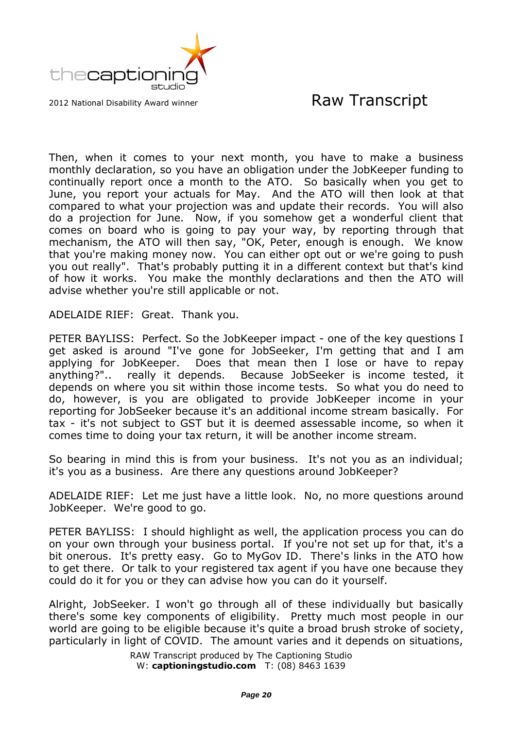Then, when it comes to your next month, you have to make a business monthly declaration, so you have an obligation under the JobKeeper funding to continually report once a month to the ATO. So basically when you get to June, you report your actuals for May. And the ATO will then look at that compared to what your projection was and update their records. You will also do a projection for June. Now, if you somehow get a wonderful client that comes on board who is going to pay your way, by reporting through that mechanism, the ATO will then say, "OK, Peter, enough is enough. We know that you're making money now. You can either opt out or we're going to push you out really". That's probably putting it in a different context but that's kind of how it works. You make the monthly declarations and then the ATO will advise whether you're still applicable or not.

ADELAIDE RIEF: Great. Thank you.

PETER BAYLISS: Perfect. So the JobKeeper impact - one of the key questions I get asked is around "I've gone for JobSeeker, I'm getting that and I am applying for JobKeeper. Does that mean then I lose or have to repay anything?".. really it depends. Because JobSeeker is income tested, it depends on where you sit within those income tests. So what you do need to do, however, is you are obligated to provide JobKeeper income in your reporting for JobSeeker because it's an additional income stream basically. For tax - it's not subject to GST but it is deemed assessable income, so when it comes time to doing your tax return, it will be another income stream.

So bearing in mind this is from your business. It's not you as an individual; it's you as a business. Are there any questions around JobKeeper?

ADELAIDE RIEF: Let me just have a little look. No, no more questions around JobKeeper. We're good to go.

PETER BAYLISS: I should highlight as well, the application process you can do on your own through your business portal. If you're not set up for that, it's a bit onerous. It's pretty easy. Go to MyGov ID. There's links in the ATO how to get there. Or talk to your registered tax agent if you have one because they could do it for you or they can advise how you can do it yourself.

Alright, JobSeeker. I won't go through all of these individually but basically there's some key components of eligibility. Pretty much most people in our world are going to be eligible because it's quite a broad brush stroke of society, particularly in light of COVID. The amount varies and it depends on situations,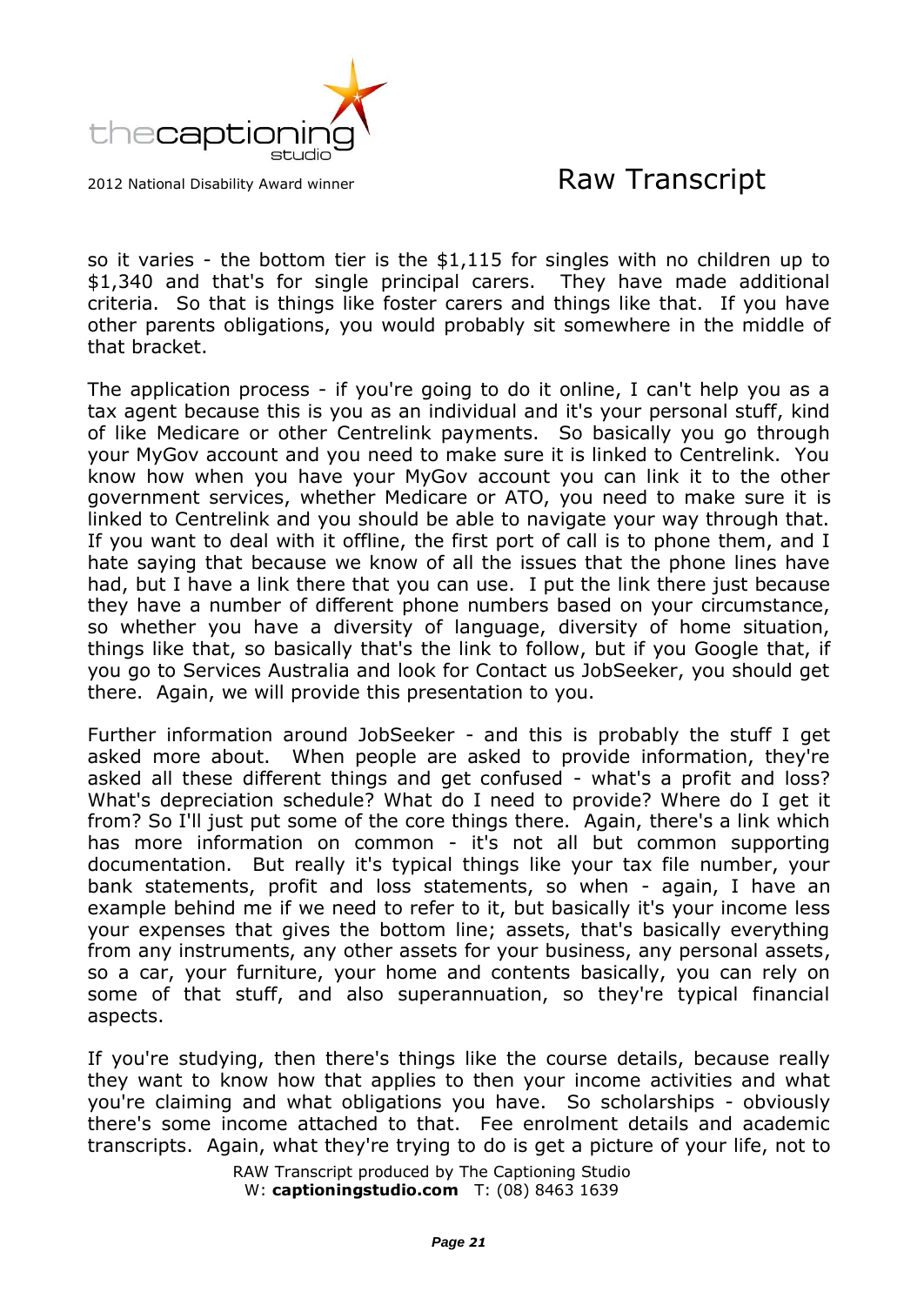so it varies - the bottom tier is the $1,115 for singles with no children up to $1,340 and that's for single principal carers. They have made additional criteria. So that is things like foster carers and things like that. If you have other parents obligations, you would probably sit somewhere in the middle of that bracket.

The application process - if you're going to do it online, I can't help you as a tax agent because this is you as an individual and it's your personal stuff, kind of like Medicare or other Centrelink payments. So basically you go through your MyGov account and you need to make sure it is linked to Centrelink. You know how when you have your MyGov account you can link it to the other government services, whether Medicare or ATO, you need to make sure it is linked to Centrelink and you should be able to navigate your way through that. If you want to deal with it offline, the first port of call is to phone them, and I hate saying that because we know of all the issues that the phone lines have had, but I have a link there that you can use. I put the link there just because they have a number of different phone numbers based on your circumstance, so whether you have a diversity of language, diversity of home situation, things like that, so basically that's the link to follow, but if you Google that, if you go to Services Australia and look for Contact us JobSeeker, you should get there. Again, we will provide this presentation to you.

Further information around JobSeeker - and this is probably the stuff I get asked more about. When people are asked to provide information, they're asked all these different things and get confused - what's a profit and loss? What's depreciation schedule? What do I need to provide? Where do I get it from? So I'll just put some of the core things there. Again, there's a link which has more information on common - it's not all but common supporting documentation. But really it's typical things like your tax file number, your bank statements, profit and loss statements, so when - again, I have an example behind me if we need to refer to it, but basically it's your income less your expenses that gives the bottom line; assets, that's basically everything from any instruments, any other assets for your business, any personal assets, so a car, your furniture, your home and contents basically, you can rely on some of that stuff, and also superannuation, so they're typical financial aspects.

If you're studying, then there's things like the course details, because really they want to know how that applies to then your income activities and what you're claiming and what obligations you have. So scholarships - obviously there's some income attached to that. Fee enrolment details and academic transcripts. Again, what they're trying to do is get a picture of your life, not to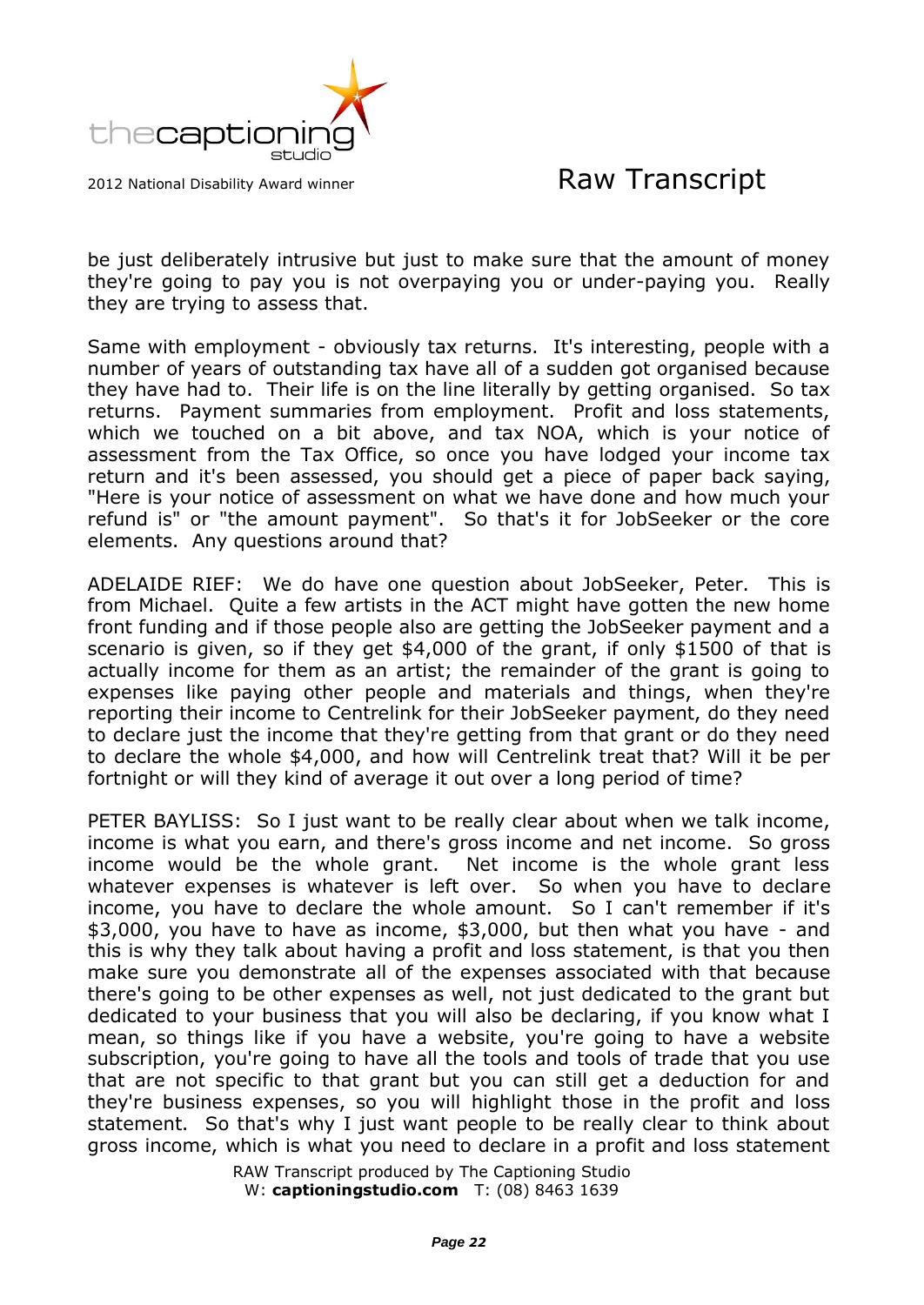be just deliberately intrusive but just to make sure that the amount of money they're going to pay you is not overpaying you or under-paying you.  Really they are trying to assess that.

Same with employment - obviously tax returns.  It's interesting, people with a number of years of outstanding tax have all of a sudden got organised because they have had to.  Their life is on the line literally by getting organised.  So tax returns.  Payment summaries from employment.  Profit and loss statements, which we touched on a bit above, and tax NOA, which is your notice of assessment from the Tax Office, so once you have lodged your income tax return and it's been assessed, you should get a piece of paper back saying, "Here is your notice of assessment on what we have done and how much your refund is" or "the amount payment".  So that's it for JobSeeker or the core elements.  Any questions around that?

ADELAIDE RIEF:  We do have one question about JobSeeker, Peter.  This is from Michael.  Quite a few artists in the ACT might have gotten the new home front funding and if those people also are getting the JobSeeker payment and a scenario is given, so if they get $4,000 of the grant, if only $1500 of that is actually income for them as an artist; the remainder of the grant is going to expenses like paying other people and materials and things, when they're reporting their income to Centrelink for their JobSeeker payment, do they need to declare just the income that they're getting from that grant or do they need to declare the whole $4,000, and how will Centrelink treat that? Will it be per fortnight or will they kind of average it out over a long period of time?

PETER BAYLISS:  So I just want to be really clear about when we talk income, income is what you earn, and there's gross income and net income.  So gross income would be the whole grant.  Net income is the whole grant less whatever expenses is whatever is left over.  So when you have to declare income, you have to declare the whole amount.  So I can't remember if it's $3,000, you have to have as income, $3,000, but then what you have - and this is why they talk about having a profit and loss statement, is that you then make sure you demonstrate all of the expenses associated with that because there's going to be other expenses as well, not just dedicated to the grant but dedicated to your business that you will also be declaring, if you know what I mean, so things like if you have a website, you're going to have a website subscription, you're going to have all the tools and tools of trade that you use that are not specific to that grant but you can still get a deduction for and they're business expenses, so you will highlight those in the profit and loss statement.  So that's why I just want people to be really clear to think about gross income, which is what you need to declare in a profit and loss statement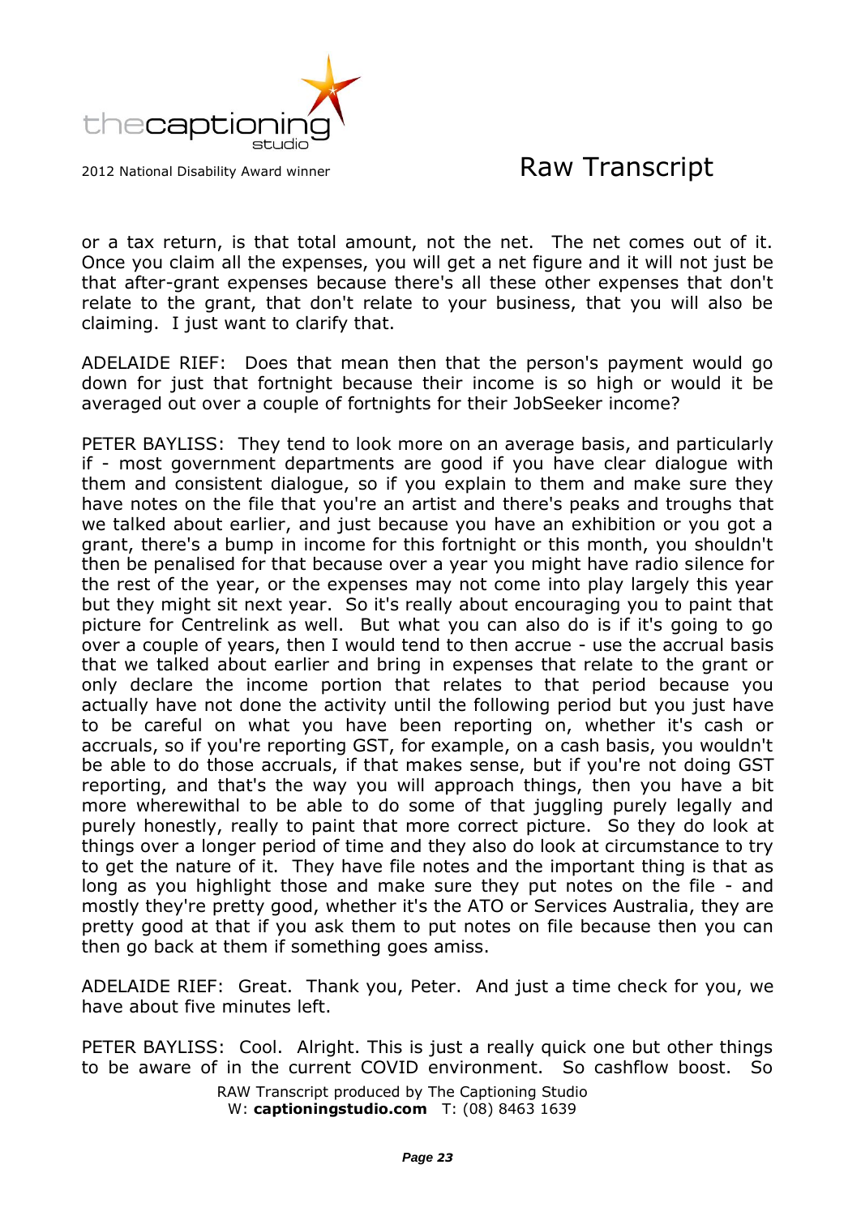or a tax return, is that total amount, not the net. The net comes out of it. Once you claim all the expenses, you will get a net figure and it will not just be that after-grant expenses because there's all these other expenses that don't relate to the grant, that don't relate to your business, that you will also be claiming. I just want to clarify that.

ADELAIDE RIEF: Does that mean then that the person's payment would go down for just that fortnight because their income is so high or would it be averaged out over a couple of fortnights for their JobSeeker income?

PETER BAYLISS: They tend to look more on an average basis, and particularly if - most government departments are good if you have clear dialogue with them and consistent dialogue, so if you explain to them and make sure they have notes on the file that you're an artist and there's peaks and troughs that we talked about earlier, and just because you have an exhibition or you got a grant, there's a bump in income for this fortnight or this month, you shouldn't then be penalised for that because over a year you might have radio silence for the rest of the year, or the expenses may not come into play largely this year but they might sit next year. So it's really about encouraging you to paint that picture for Centrelink as well. But what you can also do is if it's going to go over a couple of years, then I would tend to then accrue - use the accrual basis that we talked about earlier and bring in expenses that relate to the grant or only declare the income portion that relates to that period because you actually have not done the activity until the following period but you just have to be careful on what you have been reporting on, whether it's cash or accruals, so if you're reporting GST, for example, on a cash basis, you wouldn't be able to do those accruals, if that makes sense, but if you're not doing GST reporting, and that's the way you will approach things, then you have a bit more wherewithal to be able to do some of that juggling purely legally and purely honestly, really to paint that more correct picture. So they do look at things over a longer period of time and they also do look at circumstance to try to get the nature of it. They have file notes and the important thing is that as long as you highlight those and make sure they put notes on the file - and mostly they're pretty good, whether it's the ATO or Services Australia, they are pretty good at that if you ask them to put notes on file because then you can then go back at them if something goes amiss.

ADELAIDE RIEF: Great. Thank you, Peter. And just a time check for you, we have about five minutes left.

PETER BAYLISS: Cool. Alright. This is just a really quick one but other things to be aware of in the current COVID environment. So cashflow boost. So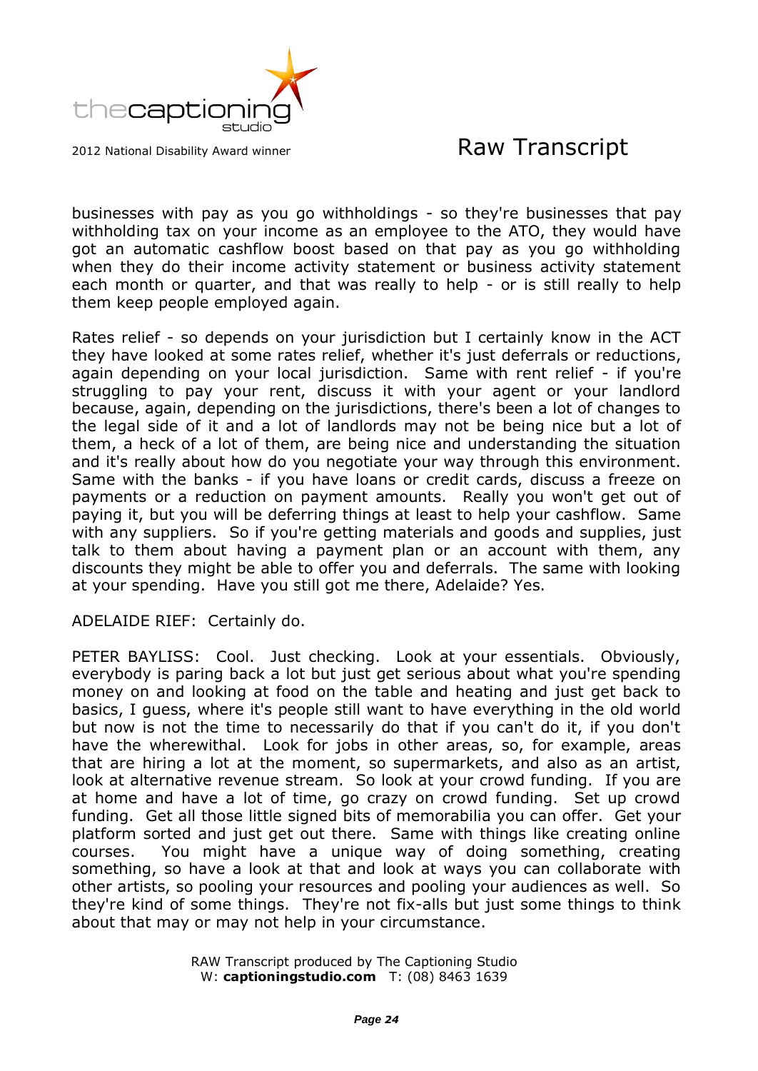businesses with pay as you go withholdings - so they're businesses that pay withholding tax on your income as an employee to the ATO, they would have got an automatic cashflow boost based on that pay as you go withholding when they do their income activity statement or business activity statement each month or quarter, and that was really to help - or is still really to help them keep people employed again.

Rates relief - so depends on your jurisdiction but I certainly know in the ACT they have looked at some rates relief, whether it's just deferrals or reductions, again depending on your local jurisdiction. Same with rent relief - if you're struggling to pay your rent, discuss it with your agent or your landlord because, again, depending on the jurisdictions, there's been a lot of changes to the legal side of it and a lot of landlords may not be being nice but a lot of them, a heck of a lot of them, are being nice and understanding the situation and it's really about how do you negotiate your way through this environment. Same with the banks - if you have loans or credit cards, discuss a freeze on payments or a reduction on payment amounts. Really you won't get out of paying it, but you will be deferring things at least to help your cashflow. Same with any suppliers. So if you're getting materials and goods and supplies, just talk to them about having a payment plan or an account with them, any discounts they might be able to offer you and deferrals. The same with looking at your spending. Have you still got me there, Adelaide? Yes.

ADELAIDE RIEF: Certainly do.

PETER BAYLISS: Cool. Just checking. Look at your essentials. Obviously, everybody is paring back a lot but just get serious about what you're spending money on and looking at food on the table and heating and just get back to basics, I guess, where it's people still want to have everything in the old world but now is not the time to necessarily do that if you can't do it, if you don't have the wherewithal. Look for jobs in other areas, so, for example, areas that are hiring a lot at the moment, so supermarkets, and also as an artist, look at alternative revenue stream. So look at your crowd funding. If you are at home and have a lot of time, go crazy on crowd funding. Set up crowd funding. Get all those little signed bits of memorabilia you can offer. Get your platform sorted and just get out there. Same with things like creating online courses. You might have a unique way of doing something, creating something, so have a look at that and look at ways you can collaborate with other artists, so pooling your resources and pooling your audiences as well. So they're kind of some things. They're not fix-alls but just some things to think about that may or may not help in your circumstance.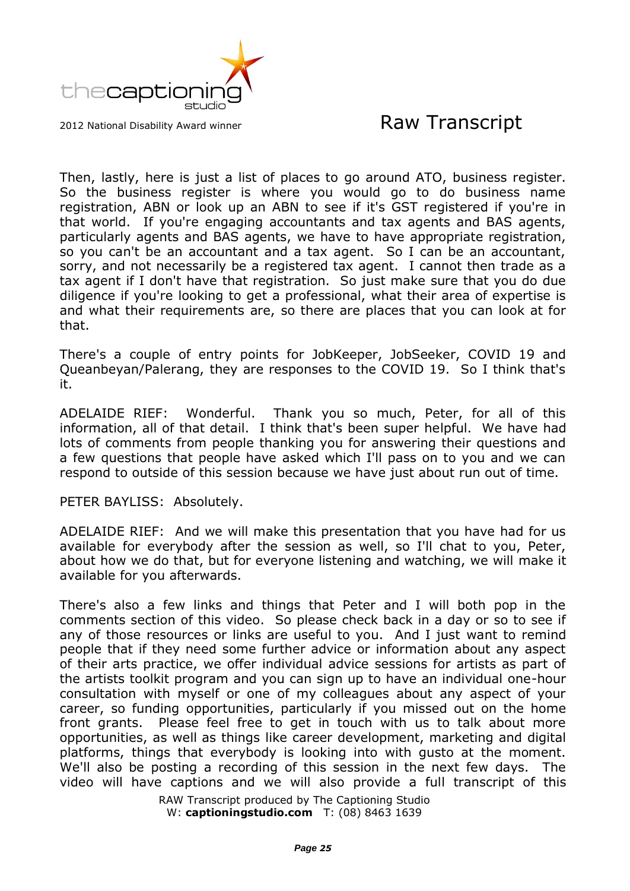Then, lastly, here is just a list of places to go around ATO, business register. So the business register is where you would go to do business name registration, ABN or look up an ABN to see if it's GST registered if you're in that world. If you're engaging accountants and tax agents and BAS agents, particularly agents and BAS agents, we have to have appropriate registration, so you can't be an accountant and a tax agent. So I can be an accountant, sorry, and not necessarily be a registered tax agent. I cannot then trade as a tax agent if I don't have that registration. So just make sure that you do due diligence if you're looking to get a professional, what their area of expertise is and what their requirements are, so there are places that you can look at for that.

There's a couple of entry points for JobKeeper, JobSeeker, COVID 19 and Queanbeyan/Palerang, they are responses to the COVID 19. So I think that's it.

ADELAIDE RIEF: Wonderful. Thank you so much, Peter, for all of this information, all of that detail. I think that's been super helpful. We have had lots of comments from people thanking you for answering their questions and a few questions that people have asked which I'll pass on to you and we can respond to outside of this session because we have just about run out of time.

PETER BAYLISS: Absolutely.

ADELAIDE RIEF: And we will make this presentation that you have had for us available for everybody after the session as well, so I'll chat to you, Peter, about how we do that, but for everyone listening and watching, we will make it available for you afterwards.

There's also a few links and things that Peter and I will both pop in the comments section of this video. So please check back in a day or so to see if any of those resources or links are useful to you. And I just want to remind people that if they need some further advice or information about any aspect of their arts practice, we offer individual advice sessions for artists as part of the artists toolkit program and you can sign up to have an individual one-hour consultation with myself or one of my colleagues about any aspect of your career, so funding opportunities, particularly if you missed out on the home front grants. Please feel free to get in touch with us to talk about more opportunities, as well as things like career development, marketing and digital platforms, things that everybody is looking into with gusto at the moment. We'll also be posting a recording of this session in the next few days. The video will have captions and we will also provide a full transcript of this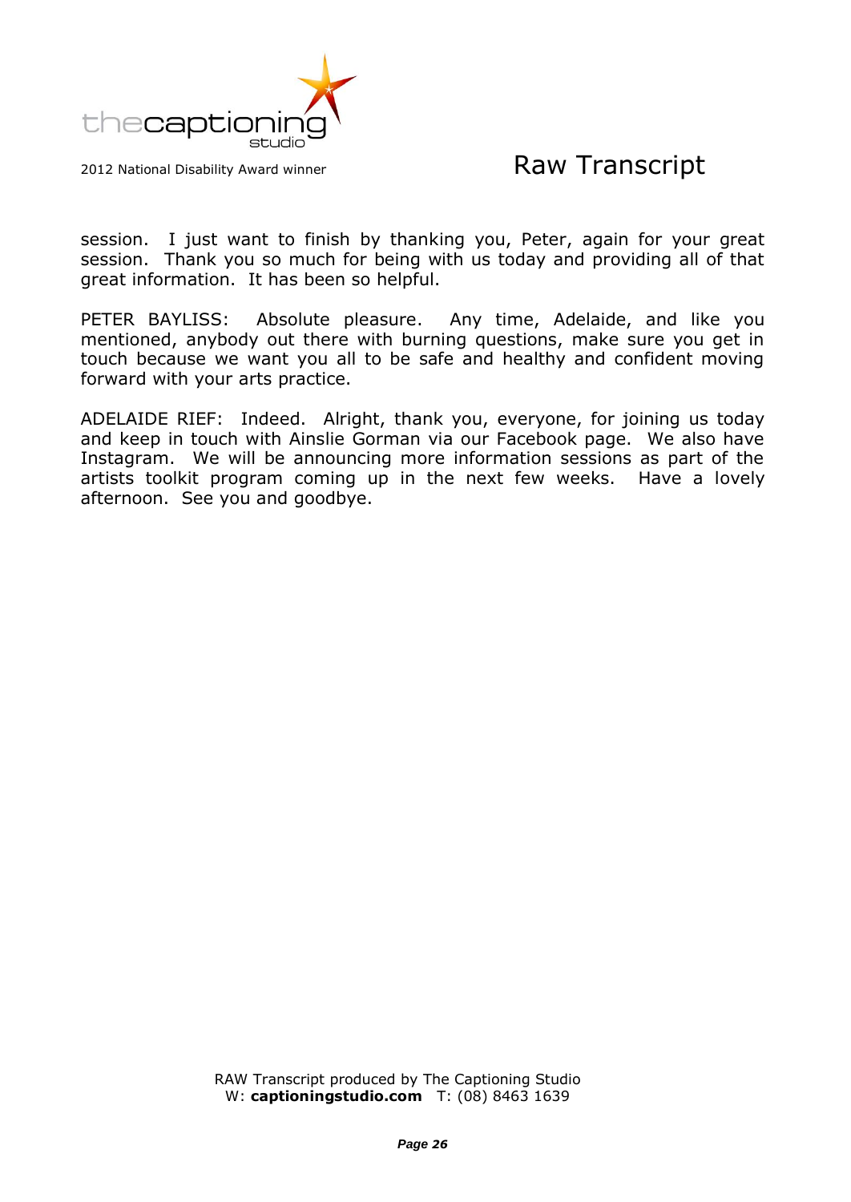session.  I just want to finish by thanking you, Peter, again for your great session.  Thank you so much for being with us today and providing all of that great information.  It has been so helpful.

PETER BAYLISS:  Absolute pleasure.  Any time, Adelaide, and like you mentioned, anybody out there with burning questions, make sure you get in touch because we want you all to be safe and healthy and confident moving forward with your arts practice.

ADELAIDE RIEF:  Indeed.  Alright, thank you, everyone, for joining us today and keep in touch with Ainslie Gorman via our Facebook page.  We also have Instagram.  We will be announcing more information sessions as part of the artists toolkit program coming up in the next few weeks.  Have a lovely afternoon.  See you and goodbye.